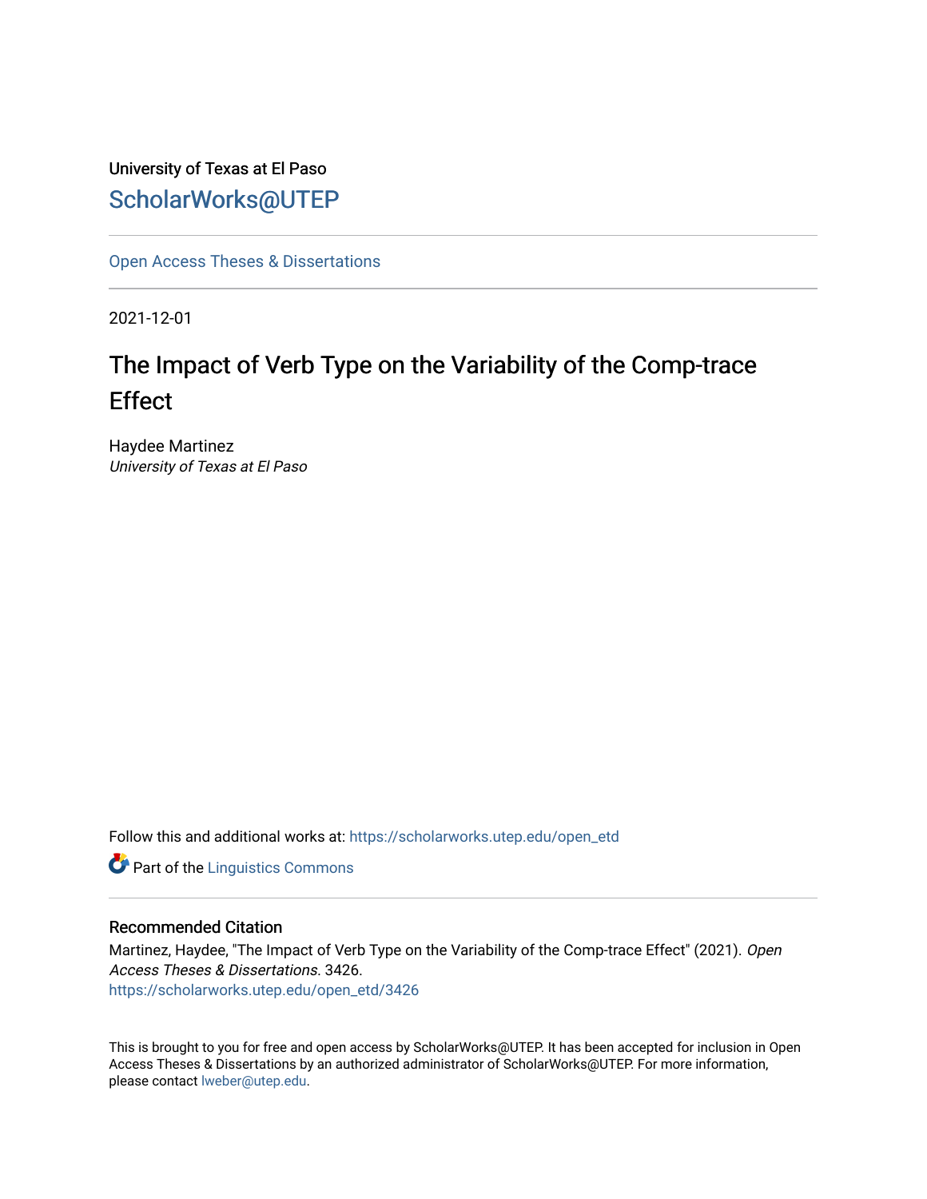University of Texas at El Paso

# ScholarWorks@UTEP

Open Access Theses & Dissertations

2021-12-01

## The Impact of Verb Type on the Variability of the Comp-trace Effect

Haydee Martinez
*University of Texas at El Paso*

Follow this and additional works at: https://scholarworks.utep.edu/open_etd

Part of the Linguistics Commons

### Recommended Citation

Martinez, Haydee, "The Impact of Verb Type on the Variability of the Comp-trace Effect" (2021). *Open Access Theses & Dissertations*. 3426.
https://scholarworks.utep.edu/open_etd/3426

This is brought to you for free and open access by ScholarWorks@UTEP. It has been accepted for inclusion in Open Access Theses & Dissertations by an authorized administrator of ScholarWorks@UTEP. For more information, please contact lweber@utep.edu.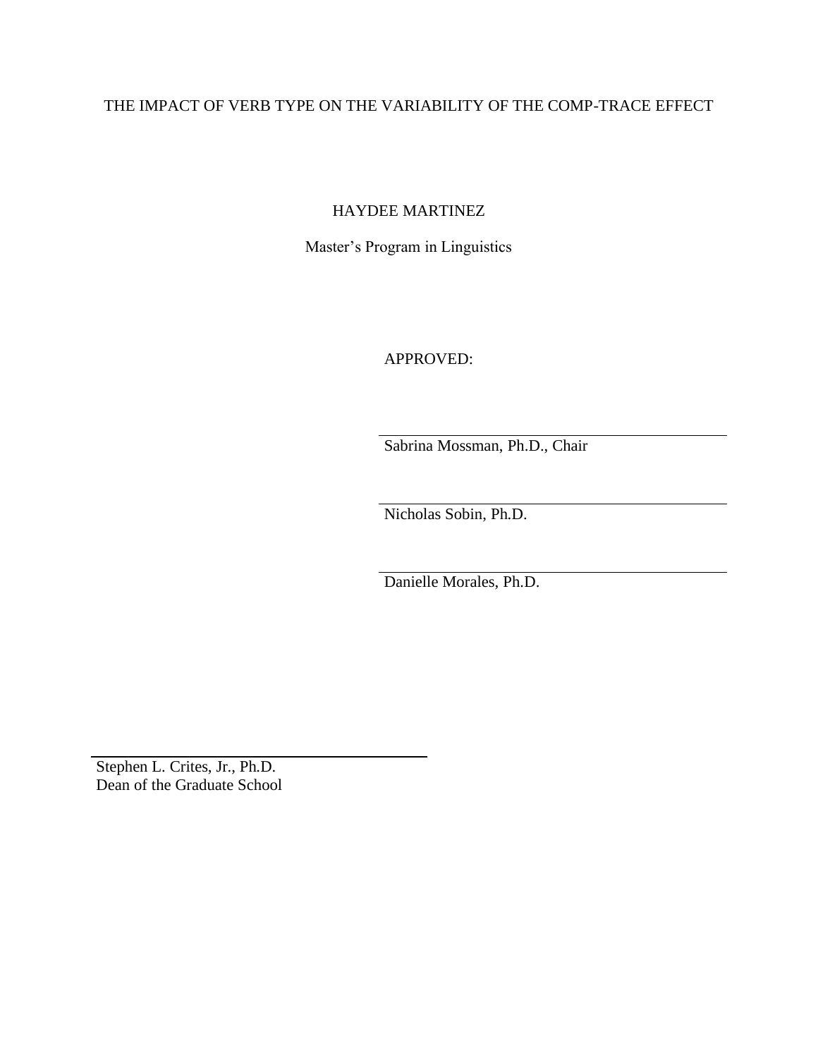THE IMPACT OF VERB TYPE ON THE VARIABILITY OF THE COMP-TRACE EFFECT

HAYDEE MARTINEZ

Master's Program in Linguistics

APPROVED:

Sabrina Mossman, Ph.D., Chair

Nicholas Sobin, Ph.D.

Danielle Morales, Ph.D.

Stephen L. Crites, Jr., Ph.D.
Dean of the Graduate School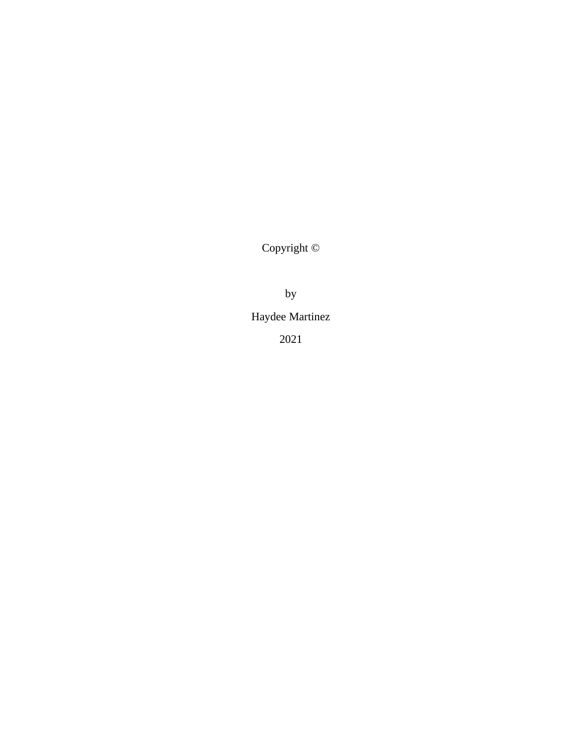Copyright ©

by

Haydee Martinez

2021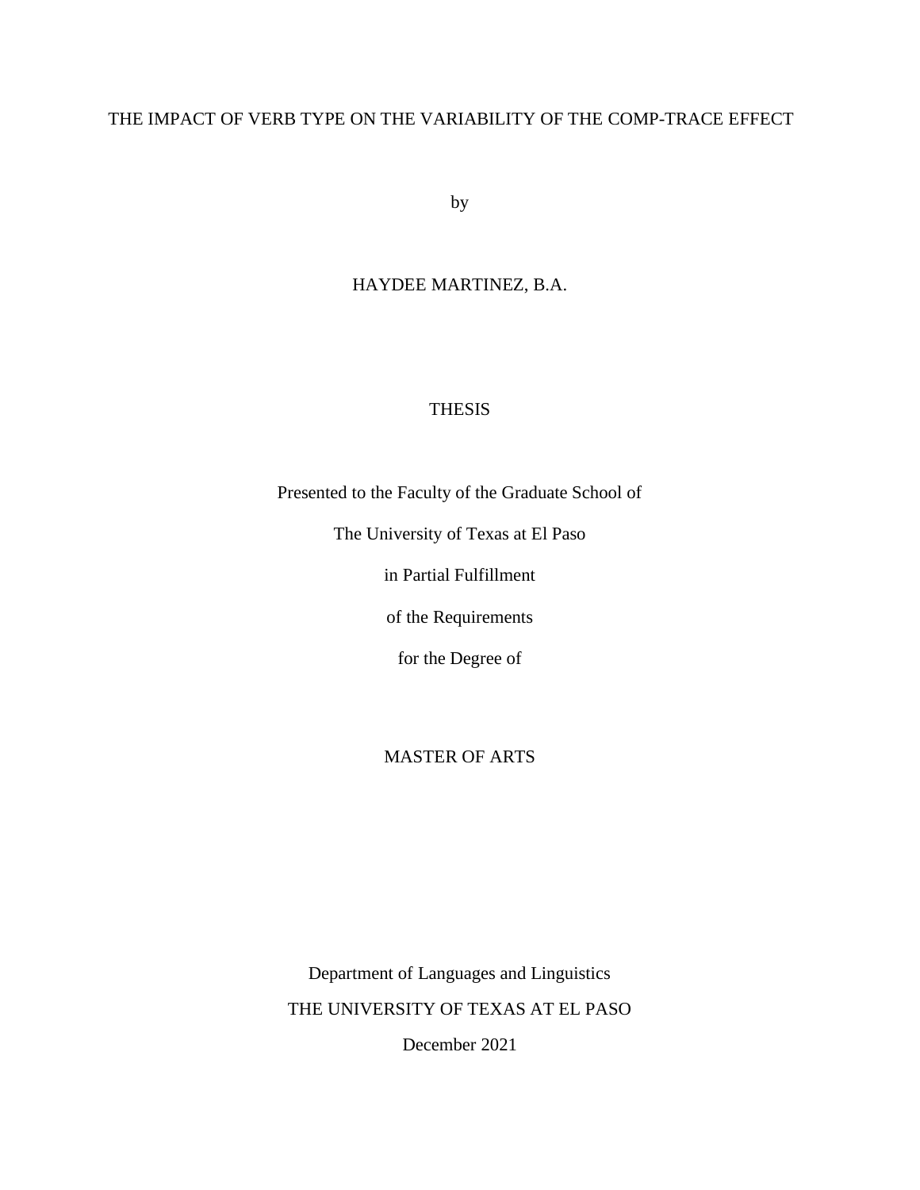# THE IMPACT OF VERB TYPE ON THE VARIABILITY OF THE COMP-TRACE EFFECT

by

HAYDEE MARTINEZ, B.A.

THESIS

Presented to the Faculty of the Graduate School of

The University of Texas at El Paso

in Partial Fulfillment

of the Requirements

for the Degree of

MASTER OF ARTS

Department of Languages and Linguistics

THE UNIVERSITY OF TEXAS AT EL PASO

December 2021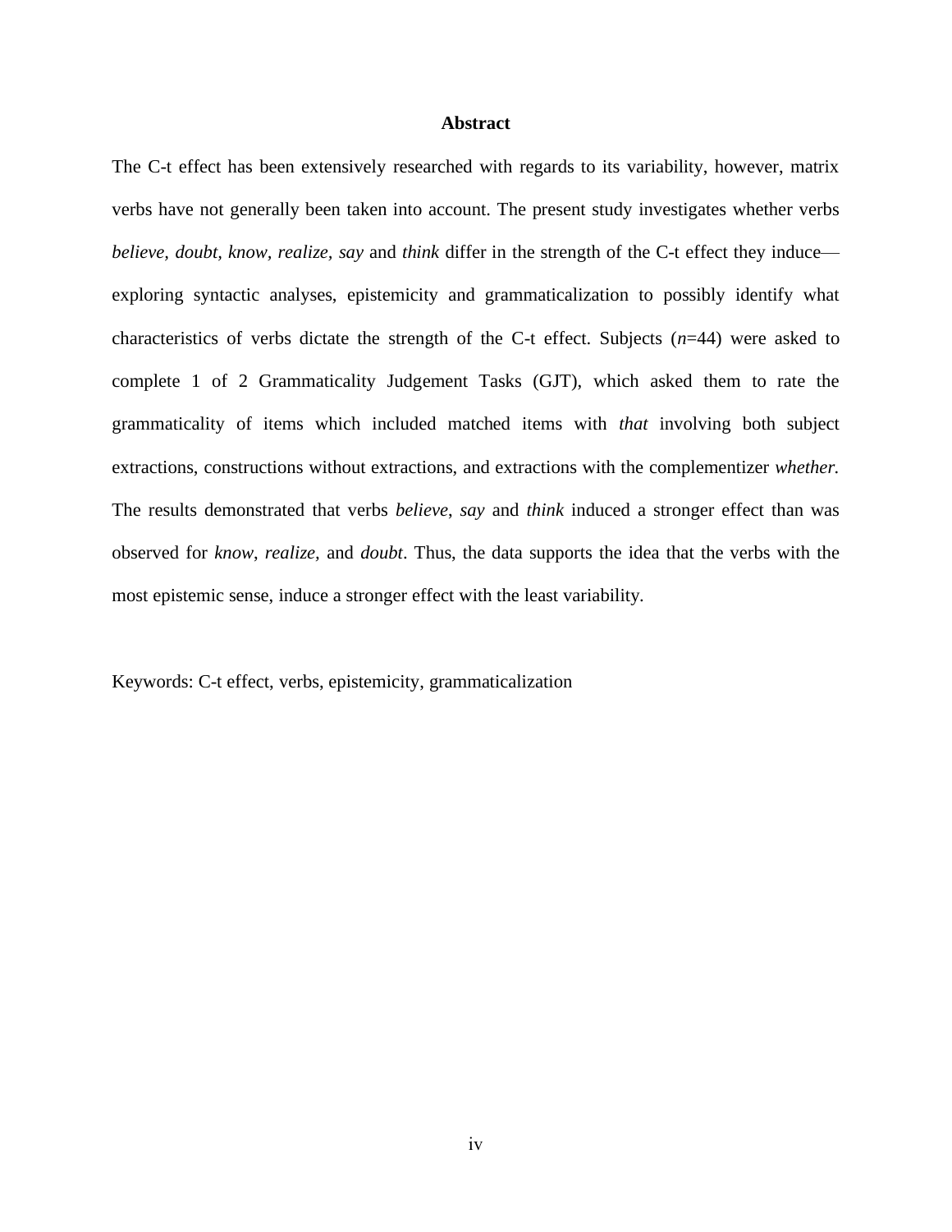## Abstract

The C-t effect has been extensively researched with regards to its variability, however, matrix verbs have not generally been taken into account. The present study investigates whether verbs *believe, doubt, know, realize, say* and *think* differ in the strength of the C-t effect they induce—exploring syntactic analyses, epistemicity and grammaticalization to possibly identify what characteristics of verbs dictate the strength of the C-t effect. Subjects (*n*=44) were asked to complete 1 of 2 Grammaticality Judgement Tasks (GJT), which asked them to rate the grammaticality of items which included matched items with *that* involving both subject extractions, constructions without extractions, and extractions with the complementizer *whether.* The results demonstrated that verbs *believe*, *say* and *think* induced a stronger effect than was observed for *know*, *realize,* and *doubt*. Thus, the data supports the idea that the verbs with the most epistemic sense, induce a stronger effect with the least variability.

Keywords: C-t effect, verbs, epistemicity, grammaticalization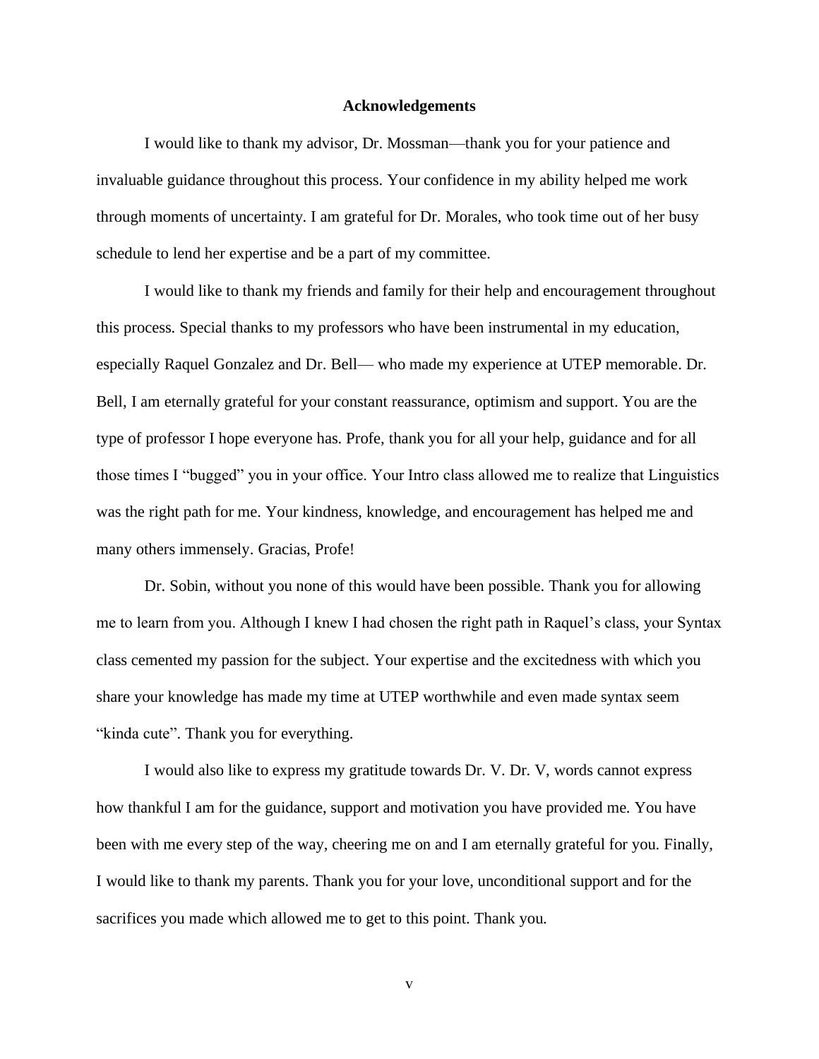## Acknowledgements

I would like to thank my advisor, Dr. Mossman—thank you for your patience and invaluable guidance throughout this process. Your confidence in my ability helped me work through moments of uncertainty. I am grateful for Dr. Morales, who took time out of her busy schedule to lend her expertise and be a part of my committee.

I would like to thank my friends and family for their help and encouragement throughout this process. Special thanks to my professors who have been instrumental in my education, especially Raquel Gonzalez and Dr. Bell— who made my experience at UTEP memorable. Dr. Bell, I am eternally grateful for your constant reassurance, optimism and support. You are the type of professor I hope everyone has. Profe, thank you for all your help, guidance and for all those times I "bugged" you in your office. Your Intro class allowed me to realize that Linguistics was the right path for me. Your kindness, knowledge, and encouragement has helped me and many others immensely. Gracias, Profe!

Dr. Sobin, without you none of this would have been possible. Thank you for allowing me to learn from you. Although I knew I had chosen the right path in Raquel's class, your Syntax class cemented my passion for the subject. Your expertise and the excitedness with which you share your knowledge has made my time at UTEP worthwhile and even made syntax seem "kinda cute". Thank you for everything.

I would also like to express my gratitude towards Dr. V. Dr. V, words cannot express how thankful I am for the guidance, support and motivation you have provided me. You have been with me every step of the way, cheering me on and I am eternally grateful for you. Finally, I would like to thank my parents. Thank you for your love, unconditional support and for the sacrifices you made which allowed me to get to this point. Thank you.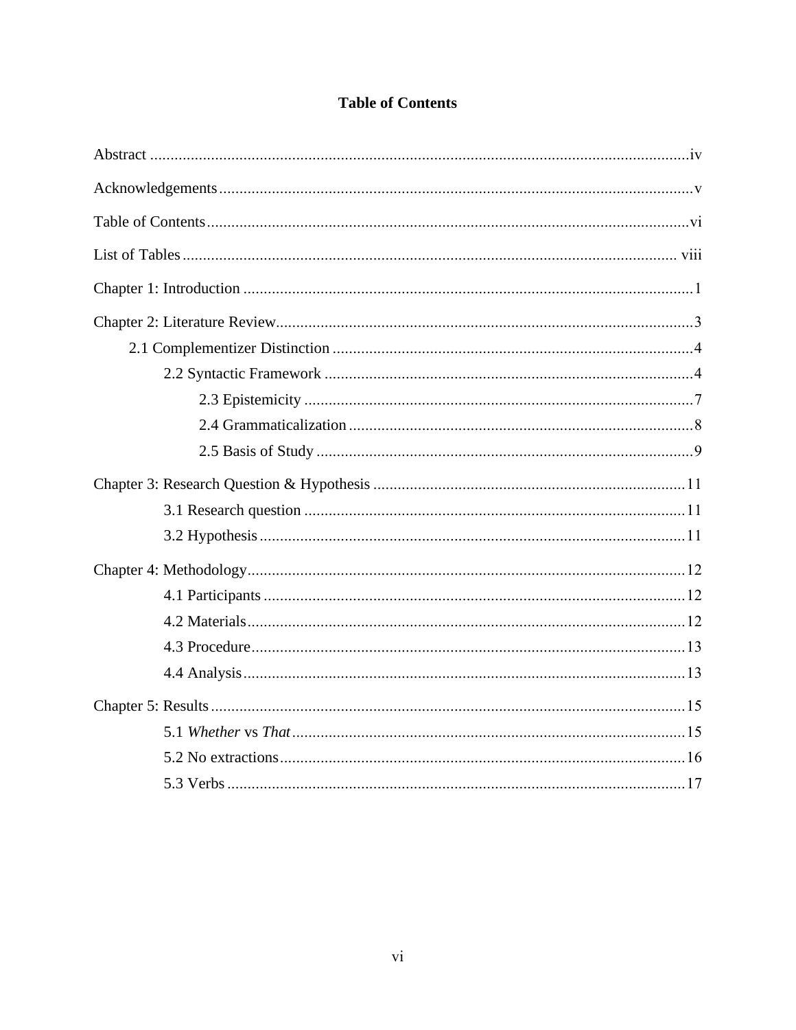# Table of Contents

Abstract ....................................................................................................................................iv

Acknowledgements ....................................................................................................................v

Table of Contents ......................................................................................................................vi

List of Tables .......................................................................................................................... viii

Chapter 1: Introduction ..............................................................................................................1

Chapter 2: Literature Review......................................................................................................3

- 2.1 Complementizer Distinction .........................................................................................4
  - 2.2 Syntactic Framework ...........................................................................................4
    - 2.3 Epistemicity ................................................................................................7
    - 2.4 Grammaticalization .....................................................................................8
    - 2.5 Basis of Study .............................................................................................9

Chapter 3: Research Question & Hypothesis ............................................................................11

- 3.1 Research question .............................................................................................11
- 3.2 Hypothesis .........................................................................................................11

Chapter 4: Methodology............................................................................................................12

- 4.1 Participants ........................................................................................................12
- 4.2 Materials ............................................................................................................12
- 4.3 Procedure ...........................................................................................................13
- 4.4 Analysis .............................................................................................................13

Chapter 5: Results .....................................................................................................................15

- 5.1 *Whether* vs *That* ................................................................................................15
- 5.2 No extractions ....................................................................................................16
- 5.3 Verbs .................................................................................................................17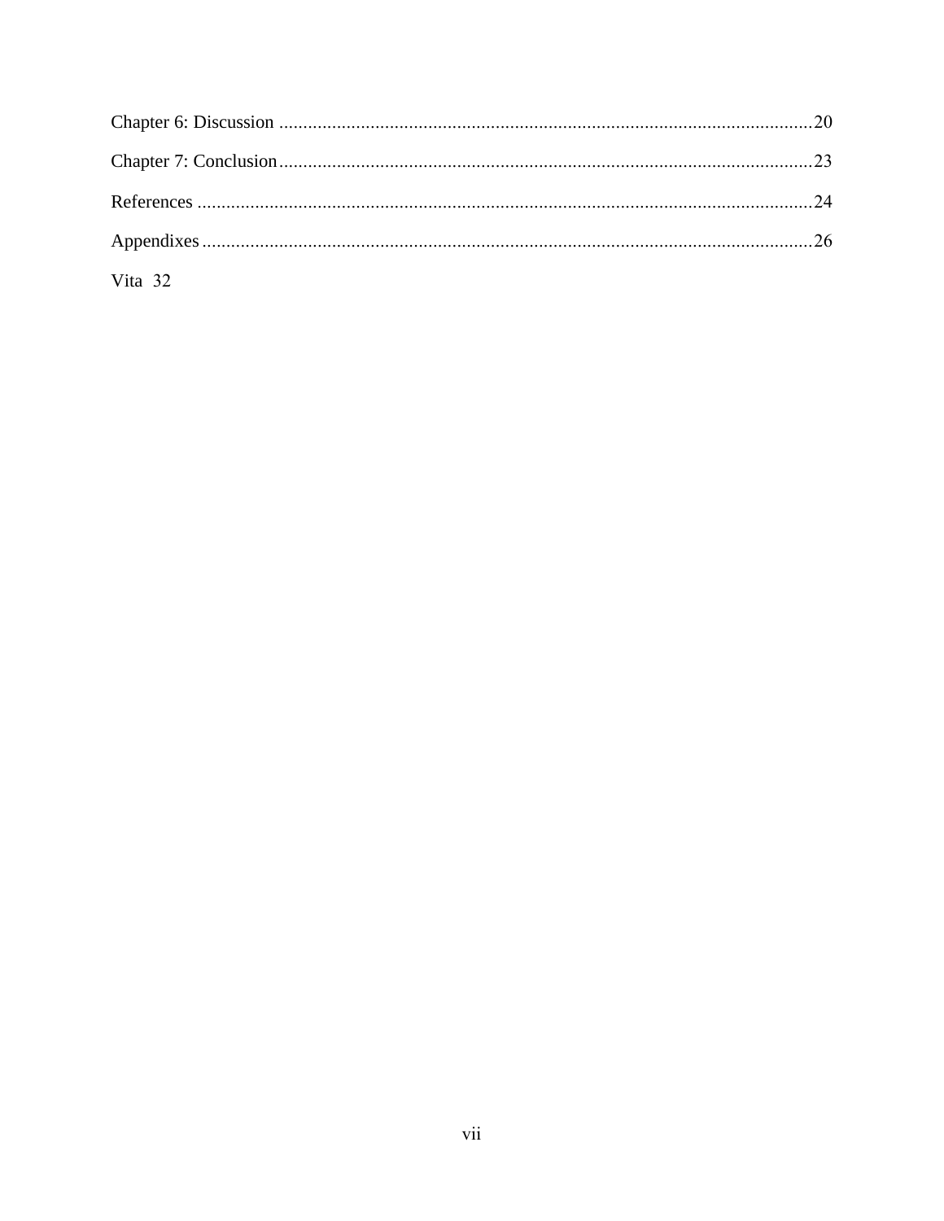Chapter 6: Discussion ............................................................................................................20

Chapter 7: Conclusion............................................................................................................23

References ..............................................................................................................................24

Appendixes.............................................................................................................................26

Vita 32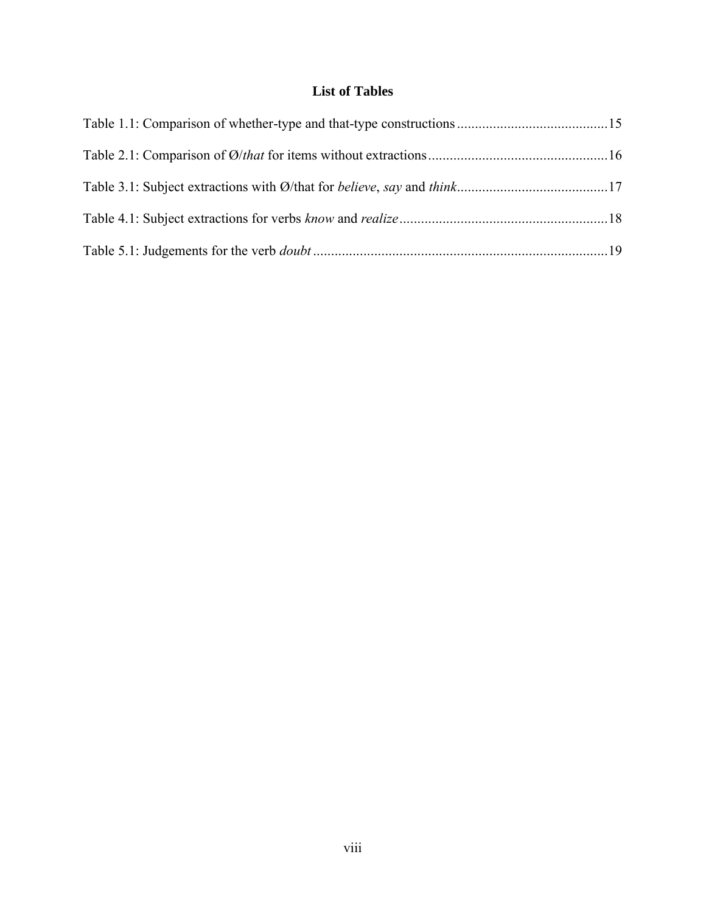## List of Tables

Table 1.1: Comparison of whether-type and that-type constructions ....................................... 15

Table 2.1: Comparison of Ø/*that* for items without extractions ............................................... 16

Table 3.1: Subject extractions with Ø/that for *believe*, *say* and *think* ....................................... 17

Table 4.1: Subject extractions for verbs *know* and *realize* ........................................................ 18

Table 5.1: Judgements for the verb *doubt* ................................................................................ 19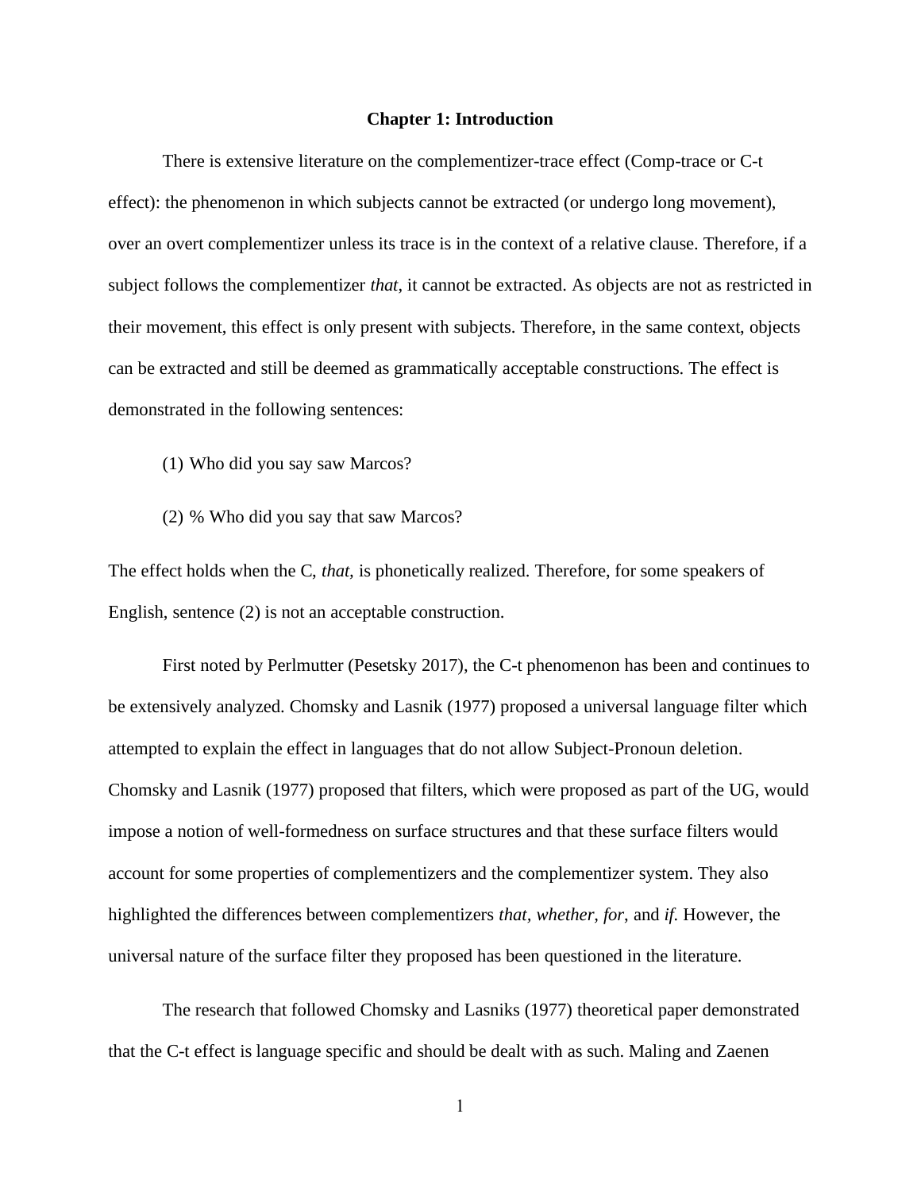# Chapter 1: Introduction

There is extensive literature on the complementizer-trace effect (Comp-trace or C-t effect): the phenomenon in which subjects cannot be extracted (or undergo long movement), over an overt complementizer unless its trace is in the context of a relative clause. Therefore, if a subject follows the complementizer *that*, it cannot be extracted. As objects are not as restricted in their movement, this effect is only present with subjects. Therefore, in the same context, objects can be extracted and still be deemed as grammatically acceptable constructions. The effect is demonstrated in the following sentences:

(1) Who did you say saw Marcos?

(2) % Who did you say that saw Marcos?

The effect holds when the C, *that*, is phonetically realized. Therefore, for some speakers of English, sentence (2) is not an acceptable construction.

First noted by Perlmutter (Pesetsky 2017), the C-t phenomenon has been and continues to be extensively analyzed. Chomsky and Lasnik (1977) proposed a universal language filter which attempted to explain the effect in languages that do not allow Subject-Pronoun deletion. Chomsky and Lasnik (1977) proposed that filters, which were proposed as part of the UG, would impose a notion of well-formedness on surface structures and that these surface filters would account for some properties of complementizers and the complementizer system. They also highlighted the differences between complementizers *that, whether, for*, and *if*. However, the universal nature of the surface filter they proposed has been questioned in the literature.

The research that followed Chomsky and Lasniks (1977) theoretical paper demonstrated that the C-t effect is language specific and should be dealt with as such. Maling and Zaenen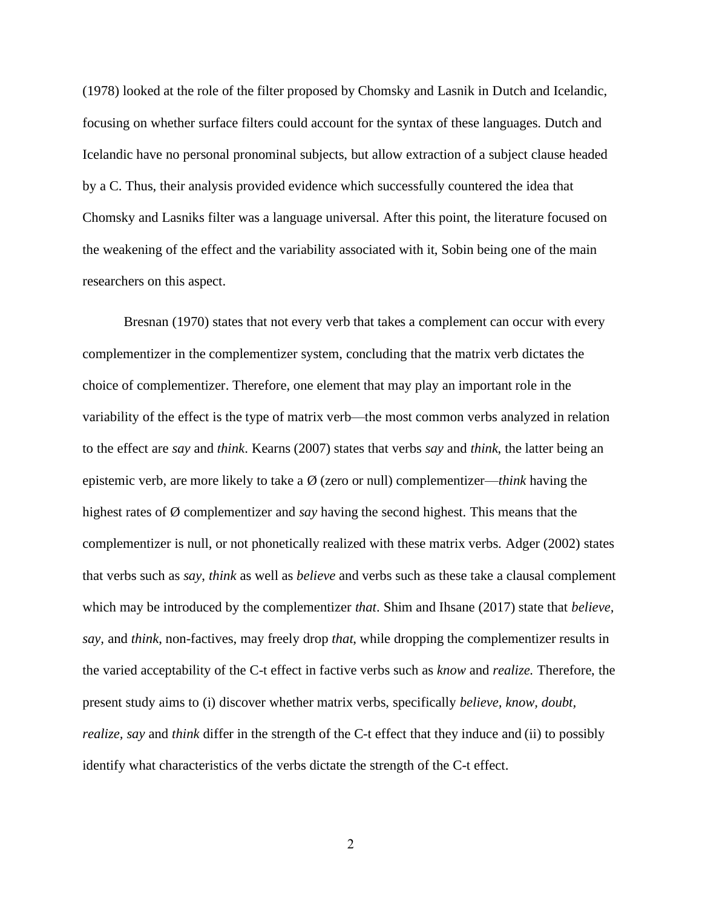(1978) looked at the role of the filter proposed by Chomsky and Lasnik in Dutch and Icelandic, focusing on whether surface filters could account for the syntax of these languages. Dutch and Icelandic have no personal pronominal subjects, but allow extraction of a subject clause headed by a C. Thus, their analysis provided evidence which successfully countered the idea that Chomsky and Lasniks filter was a language universal. After this point, the literature focused on the weakening of the effect and the variability associated with it, Sobin being one of the main researchers on this aspect.

Bresnan (1970) states that not every verb that takes a complement can occur with every complementizer in the complementizer system, concluding that the matrix verb dictates the choice of complementizer. Therefore, one element that may play an important role in the variability of the effect is the type of matrix verb—the most common verbs analyzed in relation to the effect are *say* and *think*. Kearns (2007) states that verbs *say* and *think*, the latter being an epistemic verb, are more likely to take a Ø (zero or null) complementizer—*think* having the highest rates of Ø complementizer and *say* having the second highest. This means that the complementizer is null, or not phonetically realized with these matrix verbs. Adger (2002) states that verbs such as *say*, *think* as well as *believe* and verbs such as these take a clausal complement which may be introduced by the complementizer *that*. Shim and Ihsane (2017) state that *believe, say,* and *think*, non-factives, may freely drop *that*, while dropping the complementizer results in the varied acceptability of the C-t effect in factive verbs such as *know* and *realize.* Therefore, the present study aims to (i) discover whether matrix verbs, specifically *believe, know, doubt, realize, say* and *think* differ in the strength of the C-t effect that they induce and (ii) to possibly identify what characteristics of the verbs dictate the strength of the C-t effect.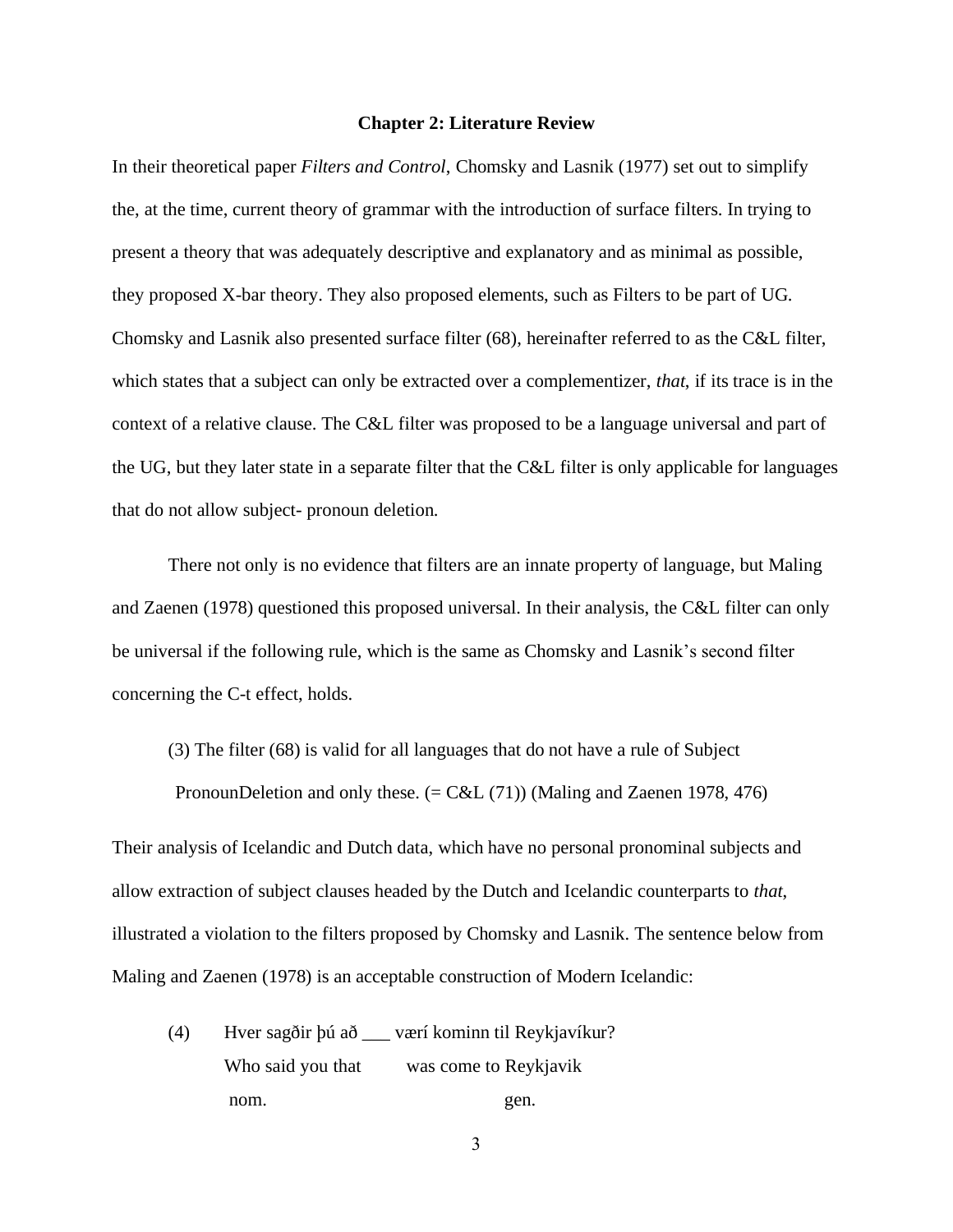## Chapter 2: Literature Review

In their theoretical paper *Filters and Control*, Chomsky and Lasnik (1977) set out to simplify the, at the time, current theory of grammar with the introduction of surface filters. In trying to present a theory that was adequately descriptive and explanatory and as minimal as possible, they proposed X-bar theory. They also proposed elements, such as Filters to be part of UG. Chomsky and Lasnik also presented surface filter (68), hereinafter referred to as the C&L filter, which states that a subject can only be extracted over a complementizer, *that*, if its trace is in the context of a relative clause. The C&L filter was proposed to be a language universal and part of the UG, but they later state in a separate filter that the C&L filter is only applicable for languages that do not allow subject- pronoun deletion.

There not only is no evidence that filters are an innate property of language, but Maling and Zaenen (1978) questioned this proposed universal. In their analysis, the C&L filter can only be universal if the following rule, which is the same as Chomsky and Lasnik's second filter concerning the C-t effect, holds.

> (3) The filter (68) is valid for all languages that do not have a rule of Subject PronounDeletion and only these. (= C&L (71)) (Maling and Zaenen 1978, 476)

Their analysis of Icelandic and Dutch data, which have no personal pronominal subjects and allow extraction of subject clauses headed by the Dutch and Icelandic counterparts to *that*, illustrated a violation to the filters proposed by Chomsky and Lasnik. The sentence below from Maling and Zaenen (1978) is an acceptable construction of Modern Icelandic:

(4) Hver sagðir þú að ___ værí kominn til Reykjavíkur?
    Who said you that was come to Reykjavik
    nom. gen.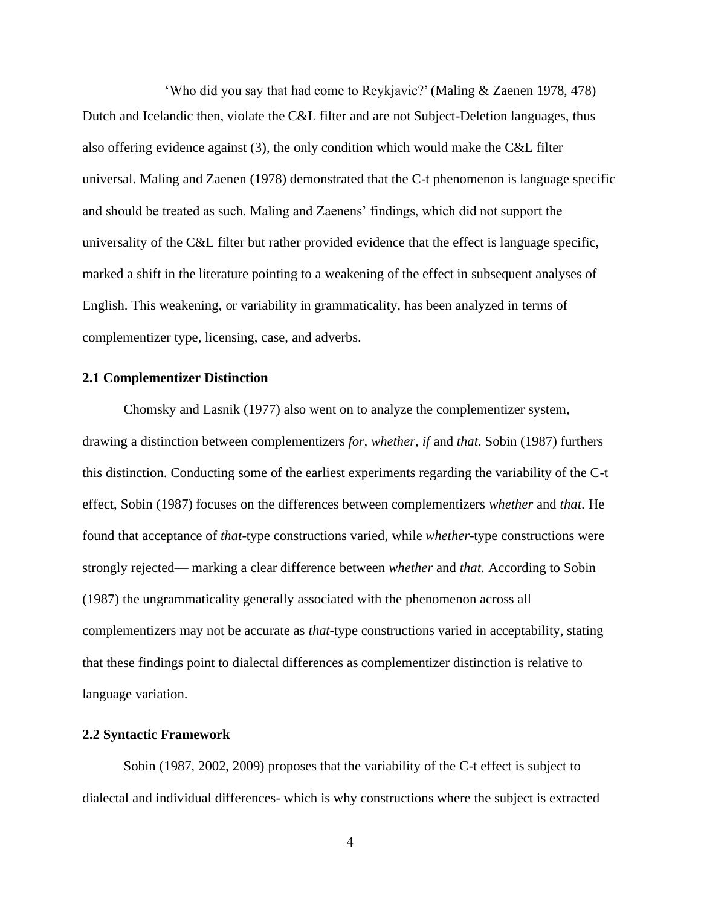'Who did you say that had come to Reykjavic?' (Maling & Zaenen 1978, 478)

Dutch and Icelandic then, violate the C&L filter and are not Subject-Deletion languages, thus also offering evidence against (3), the only condition which would make the C&L filter universal. Maling and Zaenen (1978) demonstrated that the C-t phenomenon is language specific and should be treated as such. Maling and Zaenens' findings, which did not support the universality of the C&L filter but rather provided evidence that the effect is language specific, marked a shift in the literature pointing to a weakening of the effect in subsequent analyses of English. This weakening, or variability in grammaticality, has been analyzed in terms of complementizer type, licensing, case, and adverbs.

### 2.1 Complementizer Distinction

Chomsky and Lasnik (1977) also went on to analyze the complementizer system, drawing a distinction between complementizers *for, whether, if* and *that*. Sobin (1987) furthers this distinction. Conducting some of the earliest experiments regarding the variability of the C-t effect, Sobin (1987) focuses on the differences between complementizers *whether* and *that*. He found that acceptance of *that*-type constructions varied, while *whether*-type constructions were strongly rejected— marking a clear difference between *whether* and *that*. According to Sobin (1987) the ungrammaticality generally associated with the phenomenon across all complementizers may not be accurate as *that*-type constructions varied in acceptability, stating that these findings point to dialectal differences as complementizer distinction is relative to language variation.

### 2.2 Syntactic Framework

Sobin (1987, 2002, 2009) proposes that the variability of the C-t effect is subject to dialectal and individual differences- which is why constructions where the subject is extracted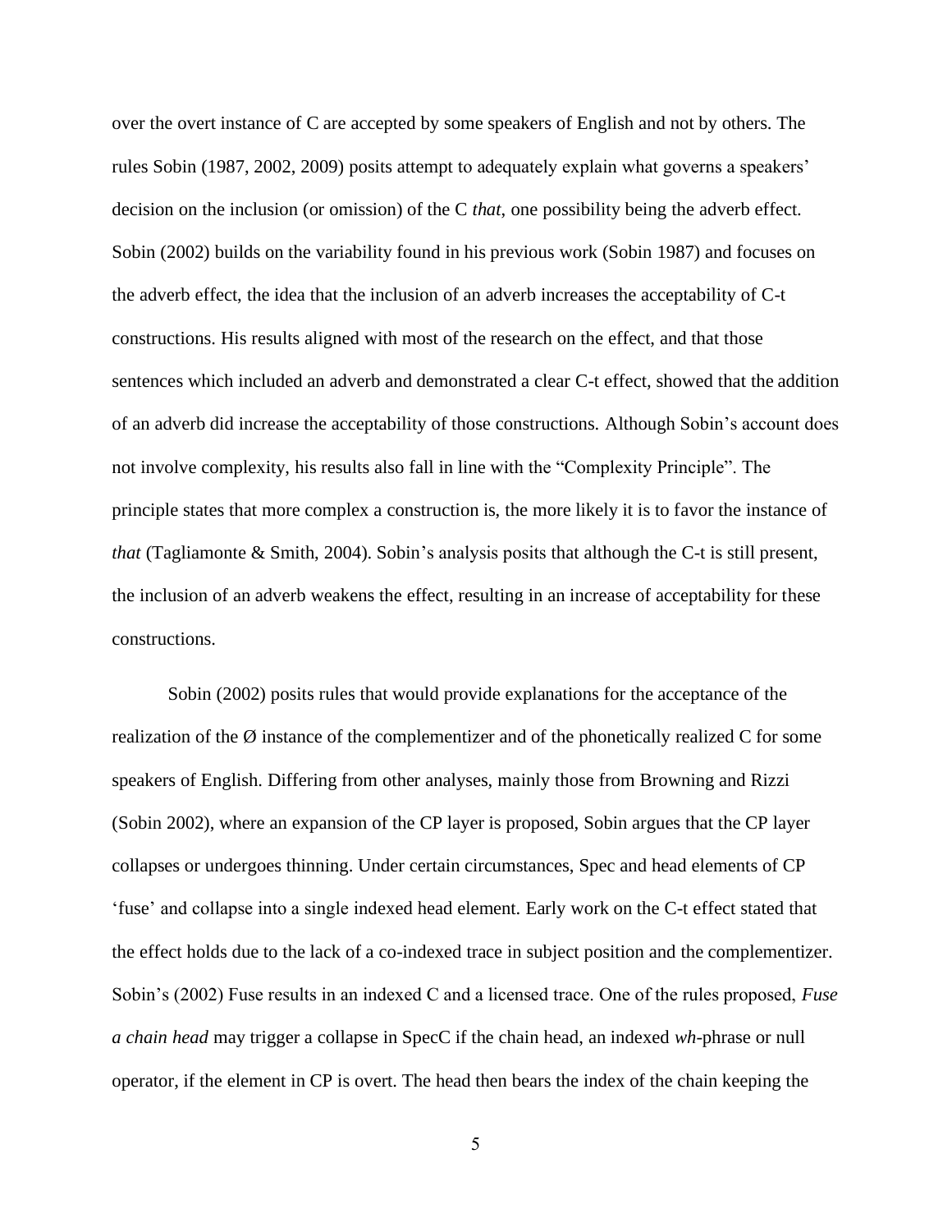over the overt instance of C are accepted by some speakers of English and not by others. The rules Sobin (1987, 2002, 2009) posits attempt to adequately explain what governs a speakers' decision on the inclusion (or omission) of the C *that*, one possibility being the adverb effect. Sobin (2002) builds on the variability found in his previous work (Sobin 1987) and focuses on the adverb effect, the idea that the inclusion of an adverb increases the acceptability of C-t constructions. His results aligned with most of the research on the effect, and that those sentences which included an adverb and demonstrated a clear C-t effect, showed that the addition of an adverb did increase the acceptability of those constructions. Although Sobin's account does not involve complexity, his results also fall in line with the "Complexity Principle". The principle states that more complex a construction is, the more likely it is to favor the instance of *that* (Tagliamonte & Smith, 2004). Sobin's analysis posits that although the C-t is still present, the inclusion of an adverb weakens the effect, resulting in an increase of acceptability for these constructions.

Sobin (2002) posits rules that would provide explanations for the acceptance of the realization of the Ø instance of the complementizer and of the phonetically realized C for some speakers of English. Differing from other analyses, mainly those from Browning and Rizzi (Sobin 2002), where an expansion of the CP layer is proposed, Sobin argues that the CP layer collapses or undergoes thinning. Under certain circumstances, Spec and head elements of CP 'fuse' and collapse into a single indexed head element. Early work on the C-t effect stated that the effect holds due to the lack of a co-indexed trace in subject position and the complementizer. Sobin's (2002) Fuse results in an indexed C and a licensed trace. One of the rules proposed, *Fuse a chain head* may trigger a collapse in SpecC if the chain head, an indexed *wh*-phrase or null operator, if the element in CP is overt. The head then bears the index of the chain keeping the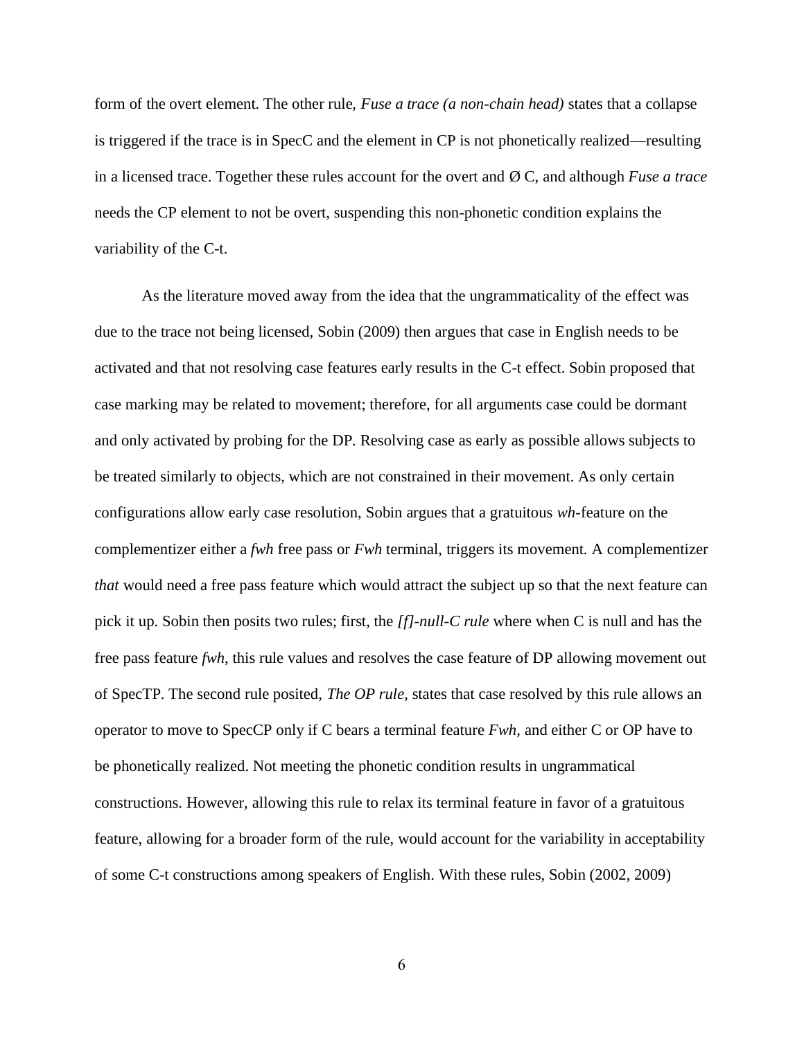form of the overt element. The other rule, *Fuse a trace (a non-chain head)* states that a collapse is triggered if the trace is in SpecC and the element in CP is not phonetically realized—resulting in a licensed trace. Together these rules account for the overt and Ø C, and although *Fuse a trace* needs the CP element to not be overt, suspending this non-phonetic condition explains the variability of the C-t.

As the literature moved away from the idea that the ungrammaticality of the effect was due to the trace not being licensed, Sobin (2009) then argues that case in English needs to be activated and that not resolving case features early results in the C-t effect. Sobin proposed that case marking may be related to movement; therefore, for all arguments case could be dormant and only activated by probing for the DP. Resolving case as early as possible allows subjects to be treated similarly to objects, which are not constrained in their movement. As only certain configurations allow early case resolution, Sobin argues that a gratuitous *wh*-feature on the complementizer either a *fwh* free pass or *Fwh* terminal, triggers its movement. A complementizer *that* would need a free pass feature which would attract the subject up so that the next feature can pick it up. Sobin then posits two rules; first, the *[f]-null-C rule* where when C is null and has the free pass feature *fwh*, this rule values and resolves the case feature of DP allowing movement out of SpecTP. The second rule posited, *The OP rule*, states that case resolved by this rule allows an operator to move to SpecCP only if C bears a terminal feature *Fwh,* and either C or OP have to be phonetically realized. Not meeting the phonetic condition results in ungrammatical constructions. However, allowing this rule to relax its terminal feature in favor of a gratuitous feature, allowing for a broader form of the rule, would account for the variability in acceptability of some C-t constructions among speakers of English. With these rules, Sobin (2002, 2009)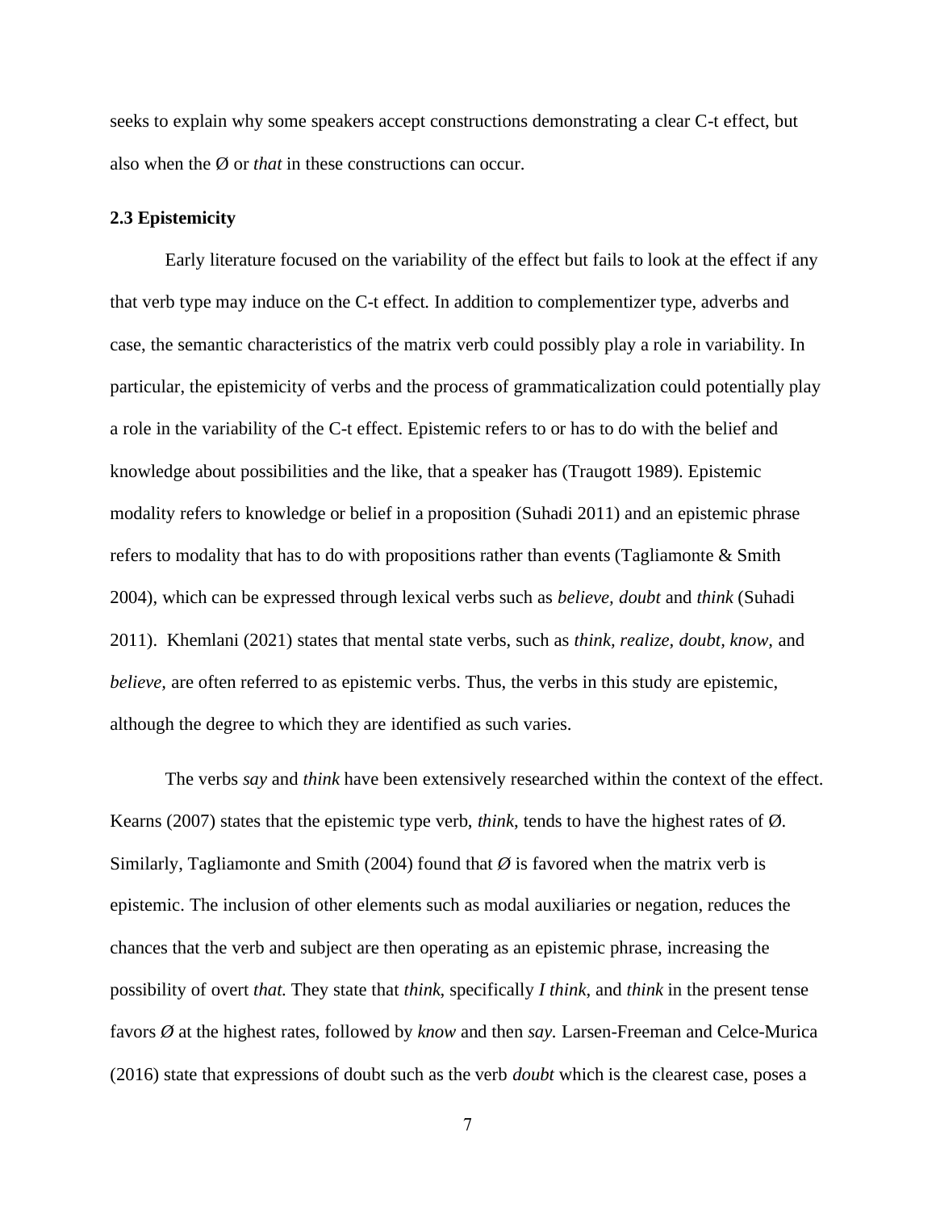seeks to explain why some speakers accept constructions demonstrating a clear C-t effect, but also when the Ø or *that* in these constructions can occur.

### 2.3 Epistemicity

Early literature focused on the variability of the effect but fails to look at the effect if any that verb type may induce on the C-t effect. In addition to complementizer type, adverbs and case, the semantic characteristics of the matrix verb could possibly play a role in variability. In particular, the epistemicity of verbs and the process of grammaticalization could potentially play a role in the variability of the C-t effect. Epistemic refers to or has to do with the belief and knowledge about possibilities and the like, that a speaker has (Traugott 1989). Epistemic modality refers to knowledge or belief in a proposition (Suhadi 2011) and an epistemic phrase refers to modality that has to do with propositions rather than events (Tagliamonte & Smith 2004), which can be expressed through lexical verbs such as *believe, doubt* and *think* (Suhadi 2011). Khemlani (2021) states that mental state verbs, such as *think, realize, doubt, know,* and *believe,* are often referred to as epistemic verbs. Thus, the verbs in this study are epistemic, although the degree to which they are identified as such varies.

The verbs *say* and *think* have been extensively researched within the context of the effect. Kearns (2007) states that the epistemic type verb, *think*, tends to have the highest rates of Ø. Similarly, Tagliamonte and Smith (2004) found that *Ø* is favored when the matrix verb is epistemic. The inclusion of other elements such as modal auxiliaries or negation, reduces the chances that the verb and subject are then operating as an epistemic phrase, increasing the possibility of overt *that.* They state that *think*, specifically *I think*, and *think* in the present tense favors *Ø* at the highest rates, followed by *know* and then *say.* Larsen-Freeman and Celce-Murica (2016) state that expressions of doubt such as the verb *doubt* which is the clearest case, poses a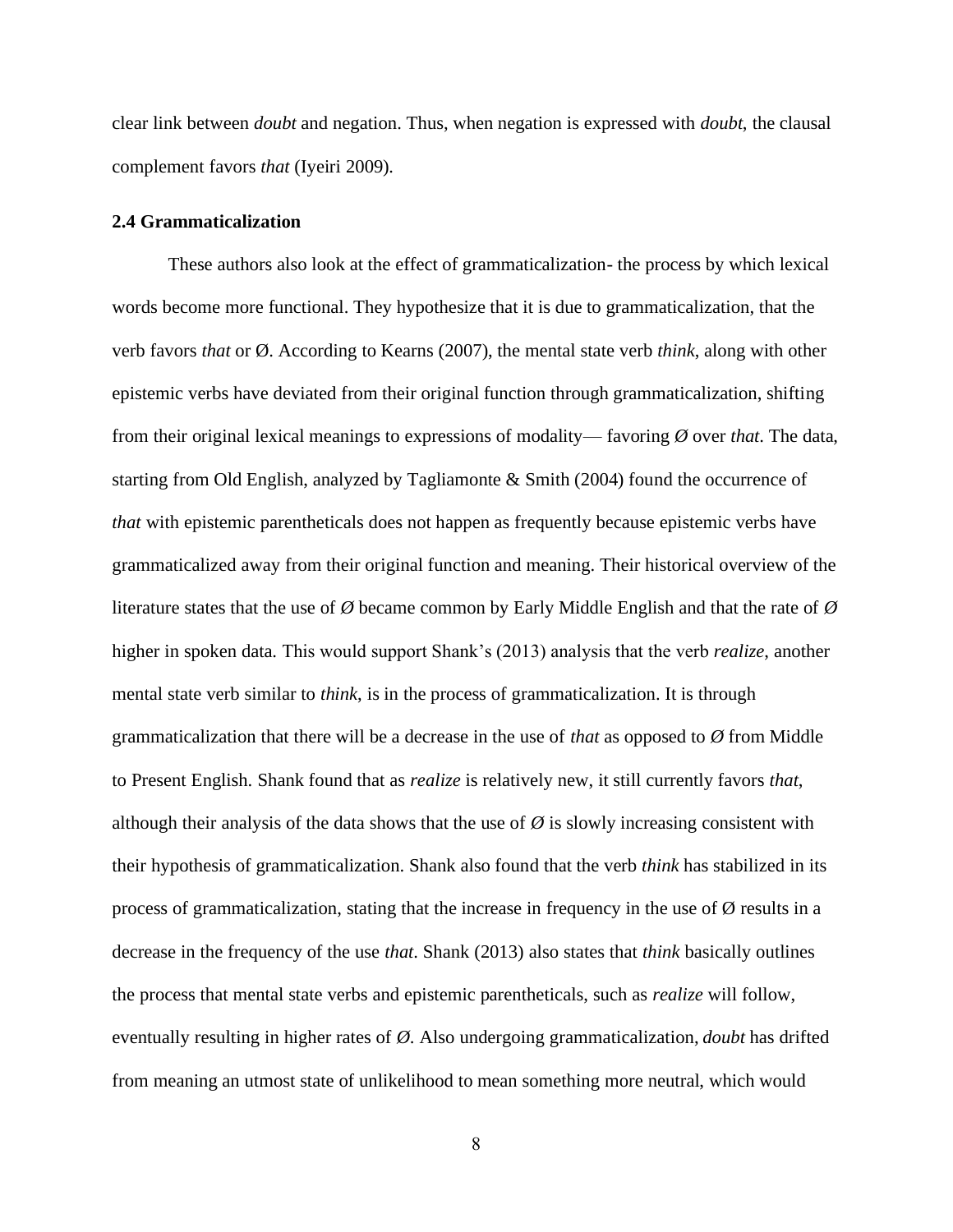clear link between *doubt* and negation. Thus, when negation is expressed with *doubt*, the clausal complement favors *that* (Iyeiri 2009).

### 2.4 Grammaticalization

These authors also look at the effect of grammaticalization- the process by which lexical words become more functional. They hypothesize that it is due to grammaticalization, that the verb favors *that* or Ø. According to Kearns (2007), the mental state verb *think*, along with other epistemic verbs have deviated from their original function through grammaticalization, shifting from their original lexical meanings to expressions of modality— favoring *Ø* over *that*. The data, starting from Old English, analyzed by Tagliamonte & Smith (2004) found the occurrence of *that* with epistemic parentheticals does not happen as frequently because epistemic verbs have grammaticalized away from their original function and meaning. Their historical overview of the literature states that the use of *Ø* became common by Early Middle English and that the rate of *Ø* higher in spoken data. This would support Shank's (2013) analysis that the verb *realize*, another mental state verb similar to *think*, is in the process of grammaticalization. It is through grammaticalization that there will be a decrease in the use of *that* as opposed to *Ø* from Middle to Present English. Shank found that as *realize* is relatively new, it still currently favors *that*, although their analysis of the data shows that the use of *Ø* is slowly increasing consistent with their hypothesis of grammaticalization. Shank also found that the verb *think* has stabilized in its process of grammaticalization, stating that the increase in frequency in the use of Ø results in a decrease in the frequency of the use *that*. Shank (2013) also states that *think* basically outlines the process that mental state verbs and epistemic parentheticals, such as *realize* will follow, eventually resulting in higher rates of *Ø*. Also undergoing grammaticalization, *doubt* has drifted from meaning an utmost state of unlikelihood to mean something more neutral, which would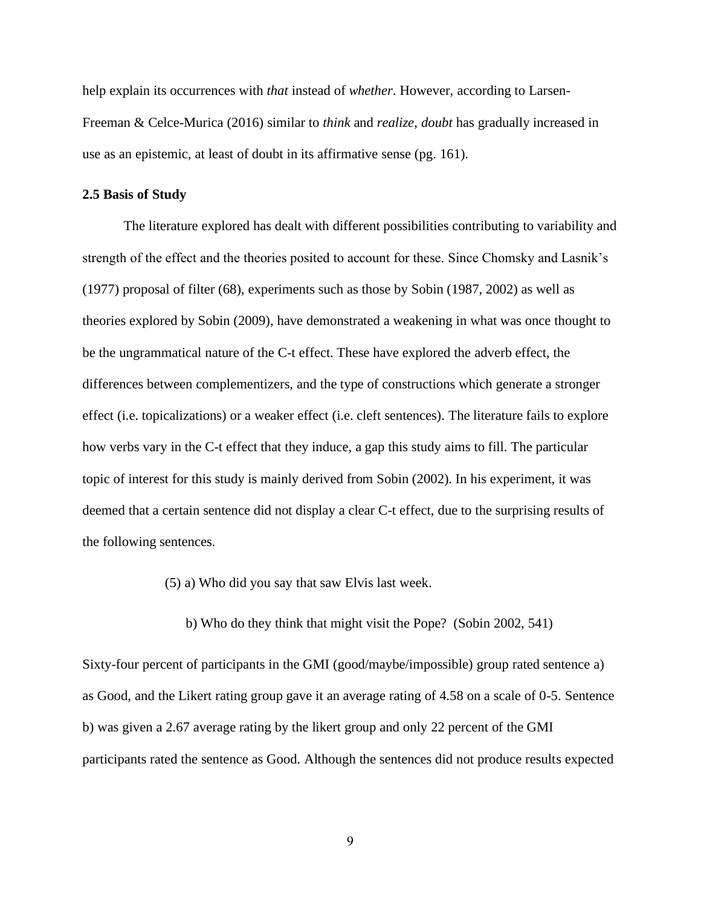help explain its occurrences with *that* instead of *whether*. However, according to Larsen-Freeman & Celce-Murica (2016) similar to *think* and *realize*, *doubt* has gradually increased in use as an epistemic, at least of doubt in its affirmative sense (pg. 161).

### 2.5 Basis of Study

The literature explored has dealt with different possibilities contributing to variability and strength of the effect and the theories posited to account for these. Since Chomsky and Lasnik's (1977) proposal of filter (68), experiments such as those by Sobin (1987, 2002) as well as theories explored by Sobin (2009), have demonstrated a weakening in what was once thought to be the ungrammatical nature of the C-t effect. These have explored the adverb effect, the differences between complementizers, and the type of constructions which generate a stronger effect (i.e. topicalizations) or a weaker effect (i.e. cleft sentences). The literature fails to explore how verbs vary in the C-t effect that they induce, a gap this study aims to fill. The particular topic of interest for this study is mainly derived from Sobin (2002). In his experiment, it was deemed that a certain sentence did not display a clear C-t effect, due to the surprising results of the following sentences.

(5) a) Who did you say that saw Elvis last week.

b) Who do they think that might visit the Pope? (Sobin 2002, 541)

Sixty-four percent of participants in the GMI (good/maybe/impossible) group rated sentence a) as Good, and the Likert rating group gave it an average rating of 4.58 on a scale of 0-5. Sentence b) was given a 2.67 average rating by the likert group and only 22 percent of the GMI participants rated the sentence as Good. Although the sentences did not produce results expected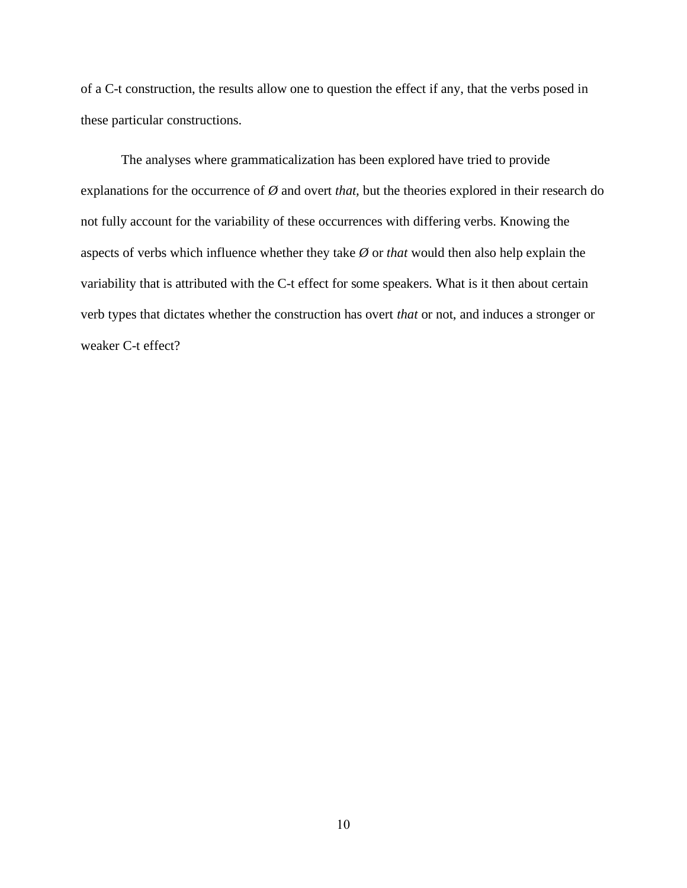of a C-t construction, the results allow one to question the effect if any, that the verbs posed in these particular constructions.

The analyses where grammaticalization has been explored have tried to provide explanations for the occurrence of *Ø* and overt *that,* but the theories explored in their research do not fully account for the variability of these occurrences with differing verbs. Knowing the aspects of verbs which influence whether they take *Ø* or *that* would then also help explain the variability that is attributed with the C-t effect for some speakers. What is it then about certain verb types that dictates whether the construction has overt *that* or not, and induces a stronger or weaker C-t effect?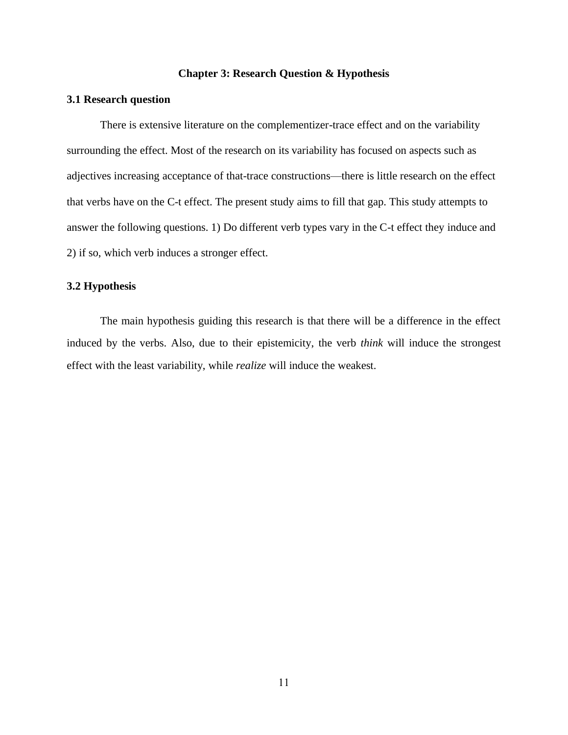## Chapter 3: Research Question & Hypothesis

### 3.1 Research question

There is extensive literature on the complementizer-trace effect and on the variability surrounding the effect. Most of the research on its variability has focused on aspects such as adjectives increasing acceptance of that-trace constructions—there is little research on the effect that verbs have on the C-t effect. The present study aims to fill that gap. This study attempts to answer the following questions. 1) Do different verb types vary in the C-t effect they induce and 2) if so, which verb induces a stronger effect.

### 3.2 Hypothesis

The main hypothesis guiding this research is that there will be a difference in the effect induced by the verbs. Also, due to their epistemicity, the verb *think* will induce the strongest effect with the least variability, while *realize* will induce the weakest.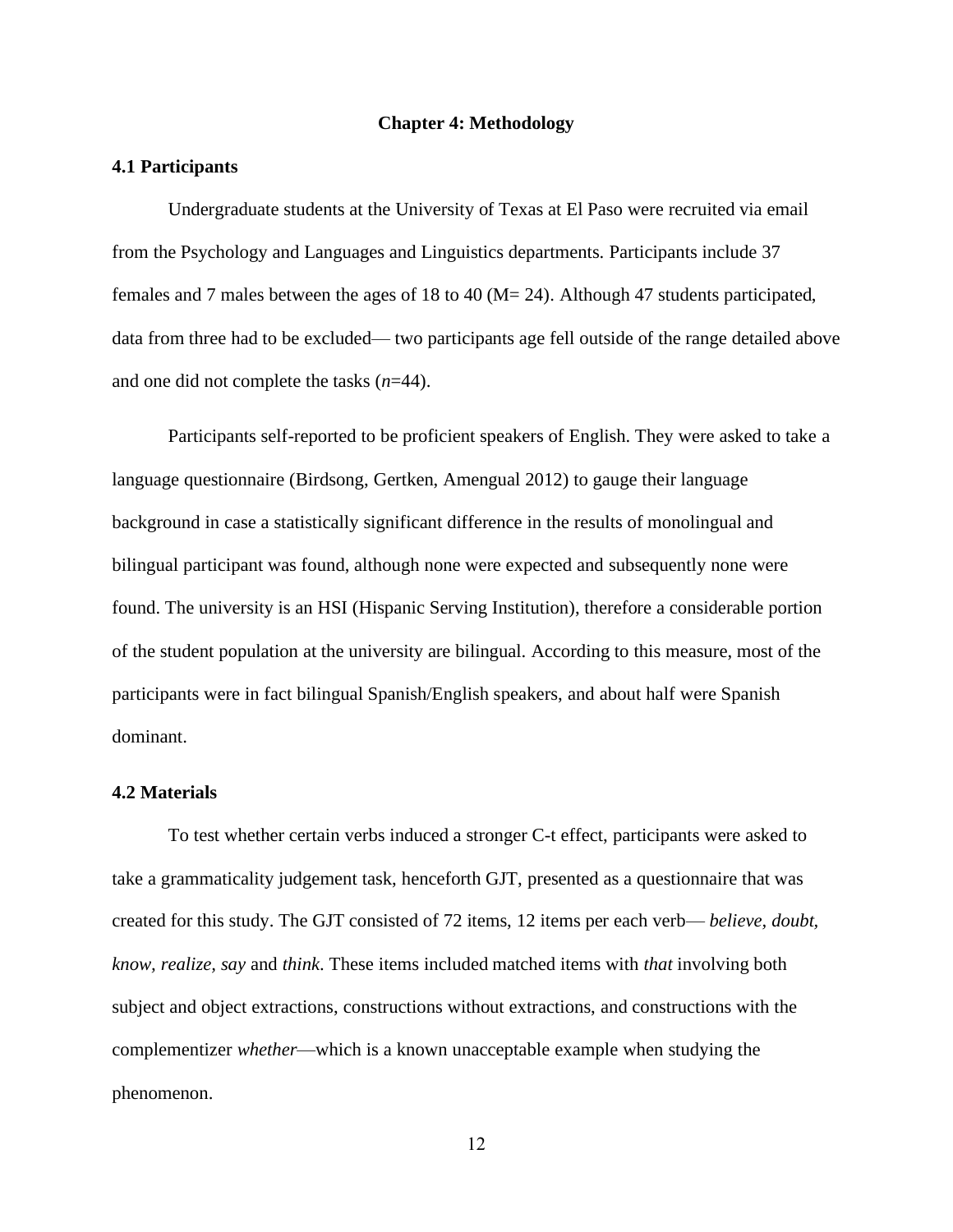## Chapter 4: Methodology

### 4.1 Participants

Undergraduate students at the University of Texas at El Paso were recruited via email from the Psychology and Languages and Linguistics departments. Participants include 37 females and 7 males between the ages of 18 to 40 (M= 24). Although 47 students participated, data from three had to be excluded— two participants age fell outside of the range detailed above and one did not complete the tasks (*n*=44).

Participants self-reported to be proficient speakers of English. They were asked to take a language questionnaire (Birdsong, Gertken, Amengual 2012) to gauge their language background in case a statistically significant difference in the results of monolingual and bilingual participant was found, although none were expected and subsequently none were found. The university is an HSI (Hispanic Serving Institution), therefore a considerable portion of the student population at the university are bilingual. According to this measure, most of the participants were in fact bilingual Spanish/English speakers, and about half were Spanish dominant.

### 4.2 Materials

To test whether certain verbs induced a stronger C-t effect, participants were asked to take a grammaticality judgement task, henceforth GJT, presented as a questionnaire that was created for this study. The GJT consisted of 72 items, 12 items per each verb— *believe, doubt, know, realize, say* and *think*. These items included matched items with *that* involving both subject and object extractions, constructions without extractions, and constructions with the complementizer *whether*—which is a known unacceptable example when studying the phenomenon.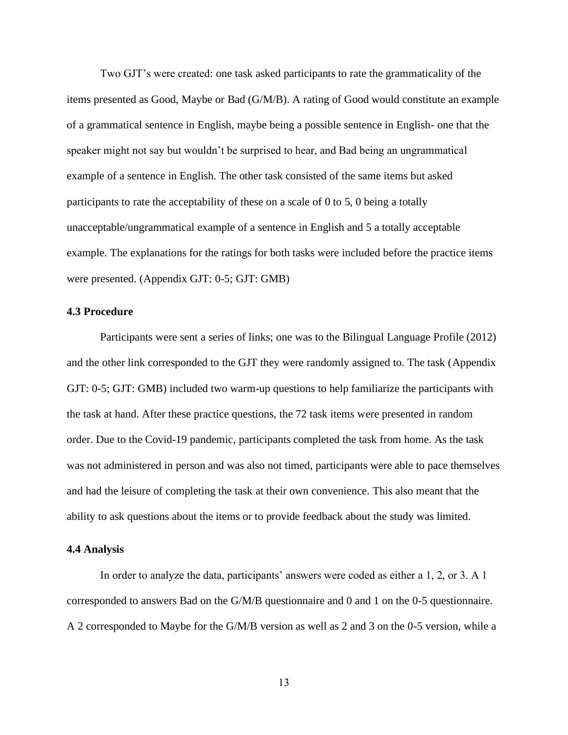Two GJT's were created: one task asked participants to rate the grammaticality of the items presented as Good, Maybe or Bad (G/M/B). A rating of Good would constitute an example of a grammatical sentence in English, maybe being a possible sentence in English- one that the speaker might not say but wouldn't be surprised to hear, and Bad being an ungrammatical example of a sentence in English. The other task consisted of the same items but asked participants to rate the acceptability of these on a scale of 0 to 5, 0 being a totally unacceptable/ungrammatical example of a sentence in English and 5 a totally acceptable example. The explanations for the ratings for both tasks were included before the practice items were presented. (Appendix GJT: 0-5; GJT: GMB)

### 4.3 Procedure

Participants were sent a series of links; one was to the Bilingual Language Profile (2012) and the other link corresponded to the GJT they were randomly assigned to. The task (Appendix GJT: 0-5; GJT: GMB) included two warm-up questions to help familiarize the participants with the task at hand. After these practice questions, the 72 task items were presented in random order. Due to the Covid-19 pandemic, participants completed the task from home. As the task was not administered in person and was also not timed, participants were able to pace themselves and had the leisure of completing the task at their own convenience. This also meant that the ability to ask questions about the items or to provide feedback about the study was limited.

### 4.4 Analysis

In order to analyze the data, participants' answers were coded as either a 1, 2, or 3. A 1 corresponded to answers Bad on the G/M/B questionnaire and 0 and 1 on the 0-5 questionnaire. A 2 corresponded to Maybe for the G/M/B version as well as 2 and 3 on the 0-5 version, while a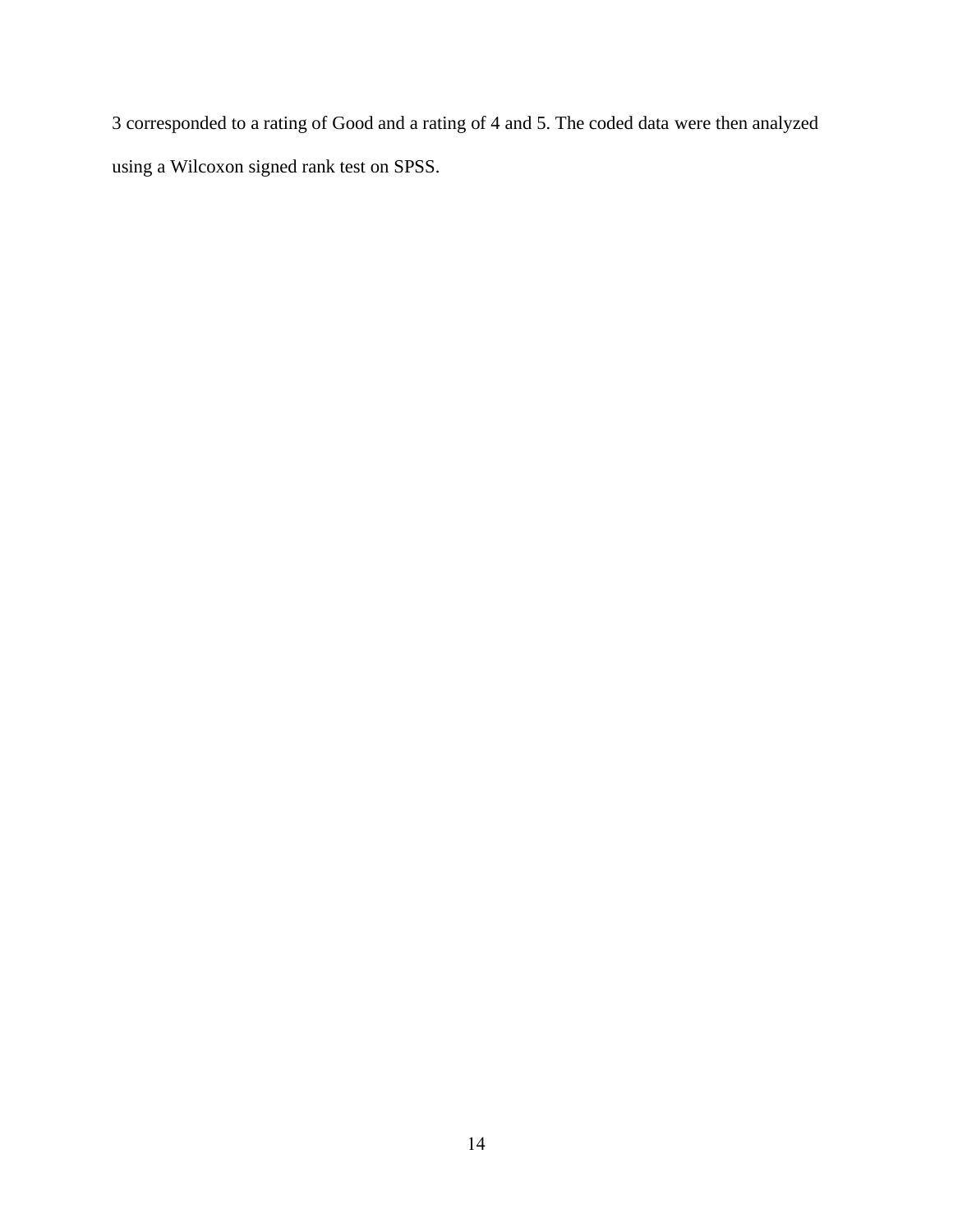3 corresponded to a rating of Good and a rating of 4 and 5. The coded data were then analyzed using a Wilcoxon signed rank test on SPSS.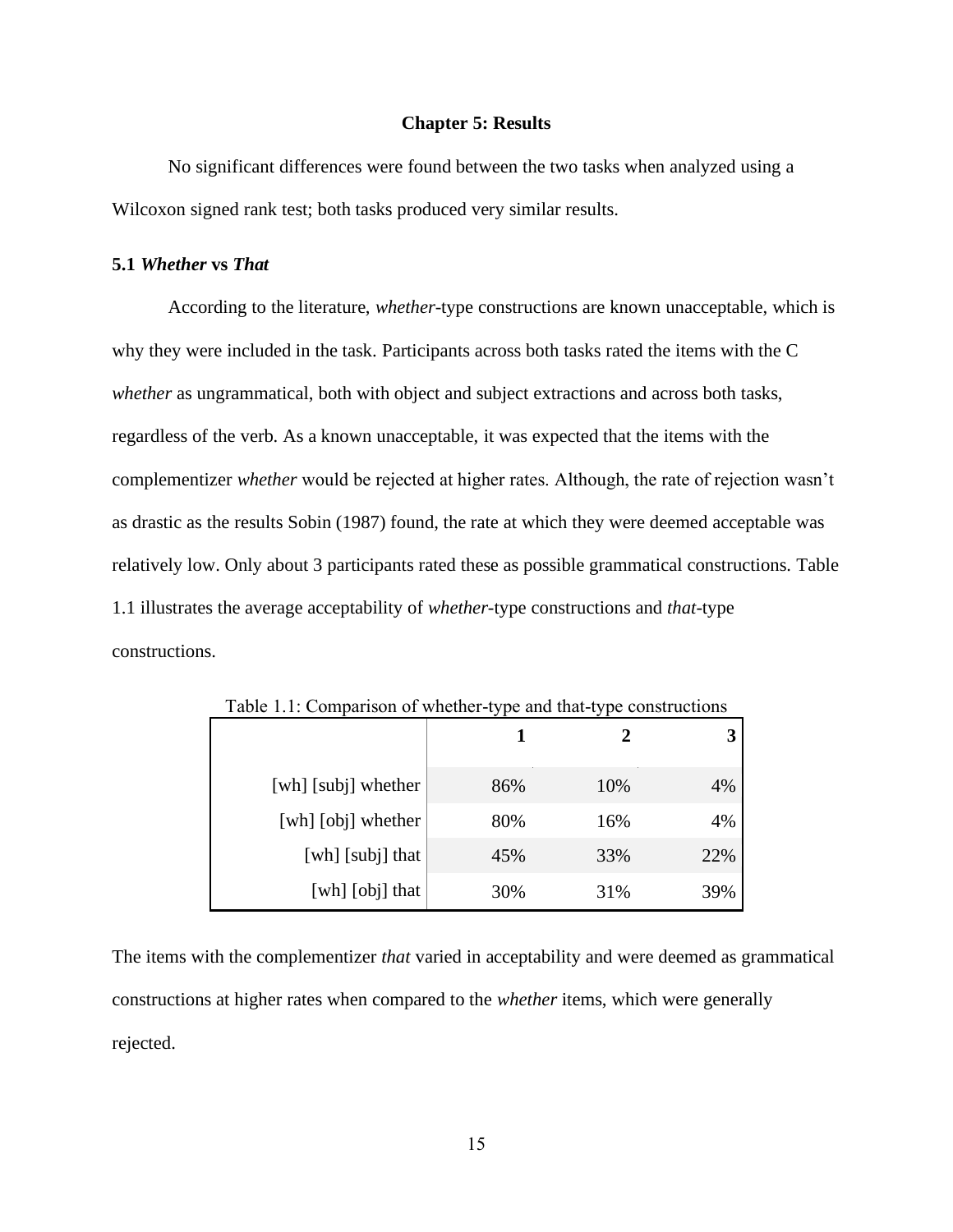# Chapter 5: Results

No significant differences were found between the two tasks when analyzed using a Wilcoxon signed rank test; both tasks produced very similar results.

## 5.1 *Whether* vs *That*

According to the literature, *whether*-type constructions are known unacceptable, which is why they were included in the task. Participants across both tasks rated the items with the C *whether* as ungrammatical, both with object and subject extractions and across both tasks, regardless of the verb. As a known unacceptable, it was expected that the items with the complementizer *whether* would be rejected at higher rates. Although, the rate of rejection wasn't as drastic as the results Sobin (1987) found, the rate at which they were deemed acceptable was relatively low. Only about 3 participants rated these as possible grammatical constructions. Table 1.1 illustrates the average acceptability of *whether*-type constructions and *that*-type constructions.

Table 1.1: Comparison of whether-type and that-type constructions

| | 1 | 2 | 3 |
|---|---|---|---|
| [wh] [subj] whether | 86% | 10% | 4% |
| [wh] [obj] whether | 80% | 16% | 4% |
| [wh] [subj] that | 45% | 33% | 22% |
| [wh] [obj] that | 30% | 31% | 39% |

The items with the complementizer *that* varied in acceptability and were deemed as grammatical constructions at higher rates when compared to the *whether* items, which were generally rejected.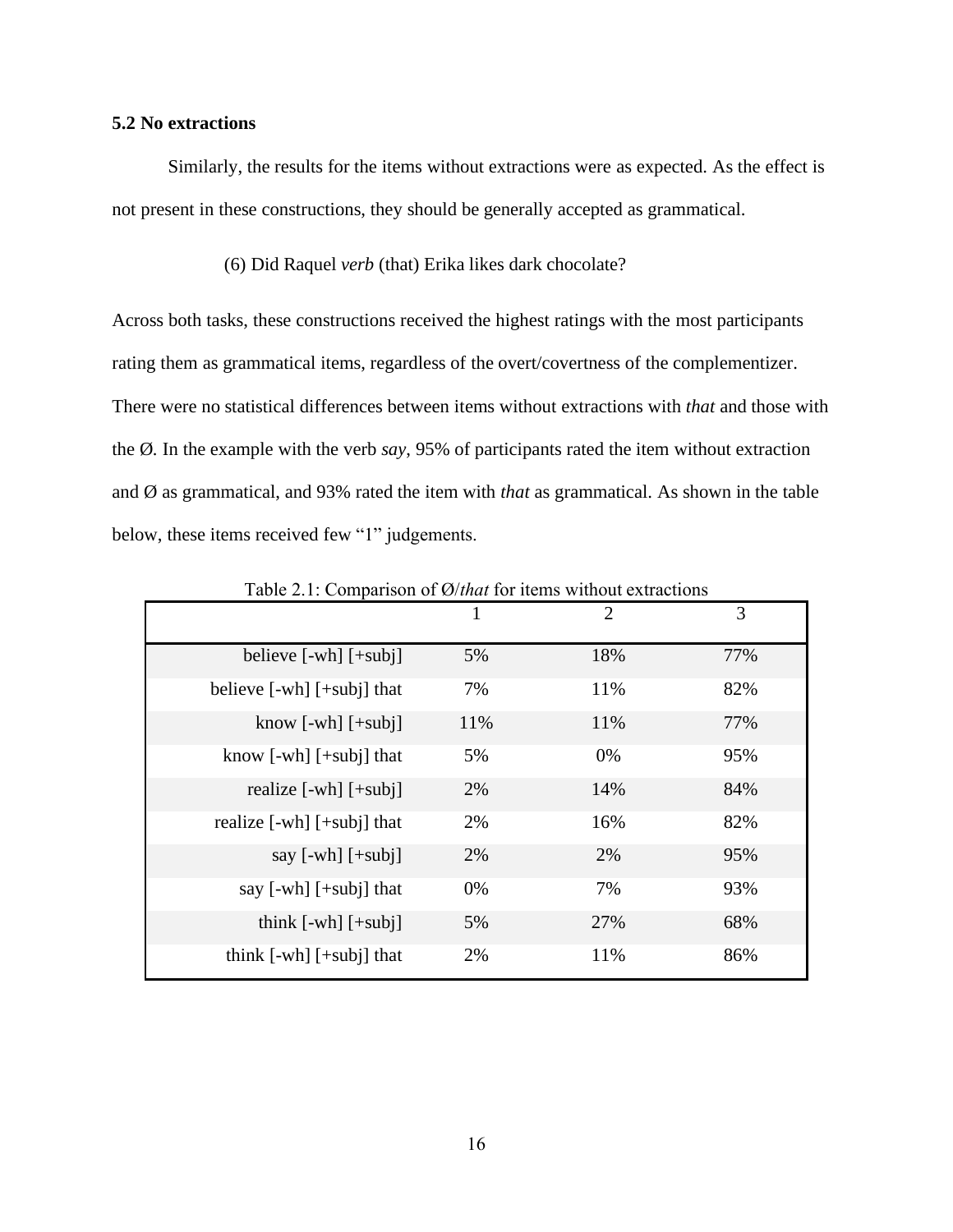### 5.2 No extractions

Similarly, the results for the items without extractions were as expected. As the effect is not present in these constructions, they should be generally accepted as grammatical.

(6) Did Raquel *verb* (that) Erika likes dark chocolate?

Across both tasks, these constructions received the highest ratings with the most participants rating them as grammatical items, regardless of the overt/covertness of the complementizer. There were no statistical differences between items without extractions with *that* and those with the Ø. In the example with the verb *say*, 95% of participants rated the item without extraction and Ø as grammatical, and 93% rated the item with *that* as grammatical. As shown in the table below, these items received few "1" judgements.

Table 2.1: Comparison of Ø/*that* for items without extractions

| | 1 | 2 | 3 |
|---|---|---|---|
| believe [-wh] [+subj] | 5% | 18% | 77% |
| believe [-wh] [+subj] that | 7% | 11% | 82% |
| know [-wh] [+subj] | 11% | 11% | 77% |
| know [-wh] [+subj] that | 5% | 0% | 95% |
| realize [-wh] [+subj] | 2% | 14% | 84% |
| realize [-wh] [+subj] that | 2% | 16% | 82% |
| say [-wh] [+subj] | 2% | 2% | 95% |
| say [-wh] [+subj] that | 0% | 7% | 93% |
| think [-wh] [+subj] | 5% | 27% | 68% |
| think [-wh] [+subj] that | 2% | 11% | 86% |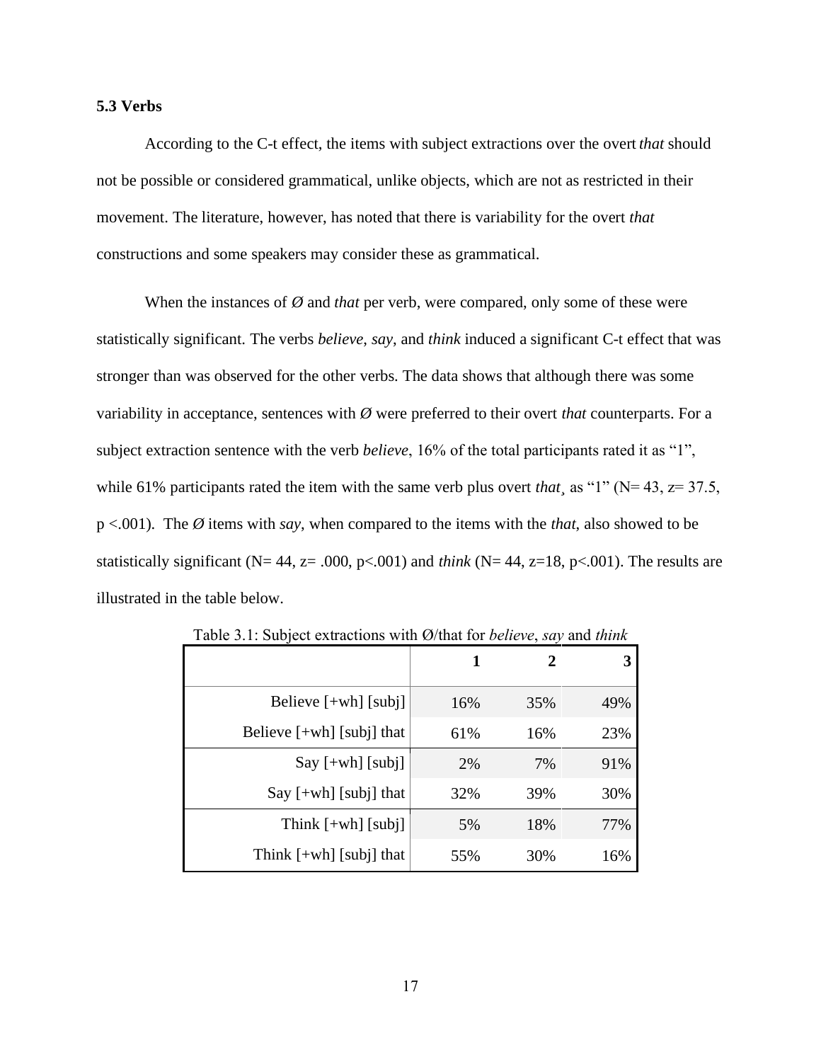### 5.3 Verbs

According to the C-t effect, the items with subject extractions over the overt *that* should not be possible or considered grammatical, unlike objects, which are not as restricted in their movement. The literature, however, has noted that there is variability for the overt *that* constructions and some speakers may consider these as grammatical.

When the instances of Ø and *that* per verb, were compared, only some of these were statistically significant. The verbs *believe*, *say*, and *think* induced a significant C-t effect that was stronger than was observed for the other verbs. The data shows that although there was some variability in acceptance, sentences with Ø were preferred to their overt *that* counterparts. For a subject extraction sentence with the verb *believe*, 16% of the total participants rated it as "1", while 61% participants rated the item with the same verb plus overt *that*¸ as "1" ($N= 43$, $z= 37.5$, $p <.001$). The Ø items with *say*, when compared to the items with the *that*, also showed to be statistically significant ($N= 44$, $z= .000$, $p<.001$) and *think* ($N= 44$, $z=18$, $p<.001$). The results are illustrated in the table below.

Table 3.1: Subject extractions with Ø/that for *believe*, *say* and *think*

| | 1 | 2 | 3 |
|---|---|---|---|
| Believe [+wh] [subj] | 16% | 35% | 49% |
| Believe [+wh] [subj] that | 61% | 16% | 23% |
| Say [+wh] [subj] | 2% | 7% | 91% |
| Say [+wh] [subj] that | 32% | 39% | 30% |
| Think [+wh] [subj] | 5% | 18% | 77% |
| Think [+wh] [subj] that | 55% | 30% | 16% |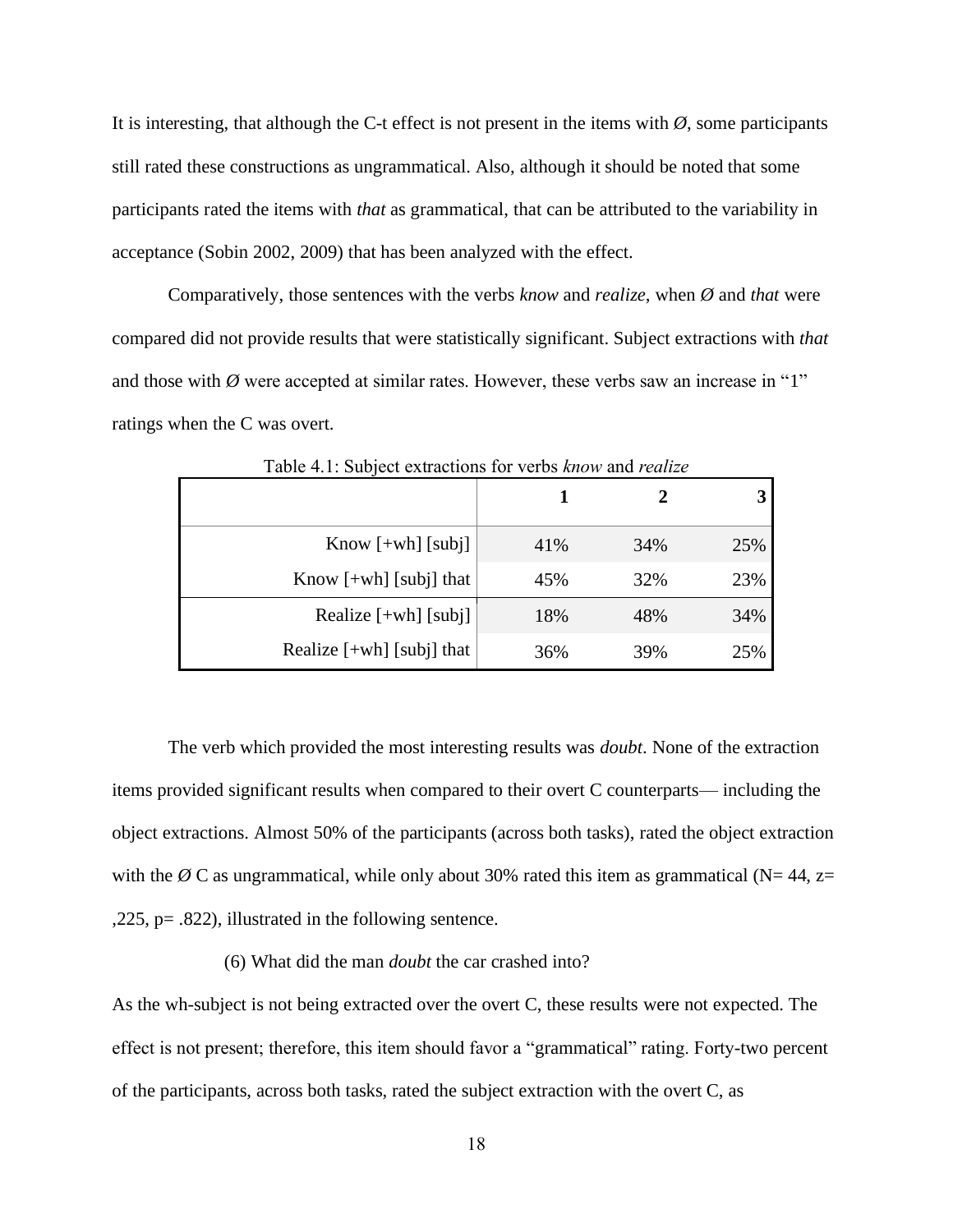It is interesting, that although the C-t effect is not present in the items with *Ø*, some participants still rated these constructions as ungrammatical. Also, although it should be noted that some participants rated the items with *that* as grammatical, that can be attributed to the variability in acceptance (Sobin 2002, 2009) that has been analyzed with the effect.

Comparatively, those sentences with the verbs *know* and *realize*, when *Ø* and *that* were compared did not provide results that were statistically significant. Subject extractions with *that* and those with *Ø* were accepted at similar rates. However, these verbs saw an increase in "1" ratings when the C was overt.

Table 4.1: Subject extractions for verbs *know* and *realize*

| | 1 | 2 | 3 |
|---:|:---:|:---:|---:|
| Know [+wh] [subj] | 41% | 34% | 25% |
| Know [+wh] [subj] that | 45% | 32% | 23% |
| Realize [+wh] [subj] | 18% | 48% | 34% |
| Realize [+wh] [subj] that | 36% | 39% | 25% |

The verb which provided the most interesting results was *doubt*. None of the extraction items provided significant results when compared to their overt C counterparts— including the object extractions. Almost 50% of the participants (across both tasks), rated the object extraction with the *Ø* C as ungrammatical, while only about 30% rated this item as grammatical (N= 44, z= ,225, p= .822), illustrated in the following sentence.

(6) What did the man *doubt* the car crashed into?

As the wh-subject is not being extracted over the overt C, these results were not expected. The effect is not present; therefore, this item should favor a "grammatical" rating. Forty-two percent of the participants, across both tasks, rated the subject extraction with the overt C, as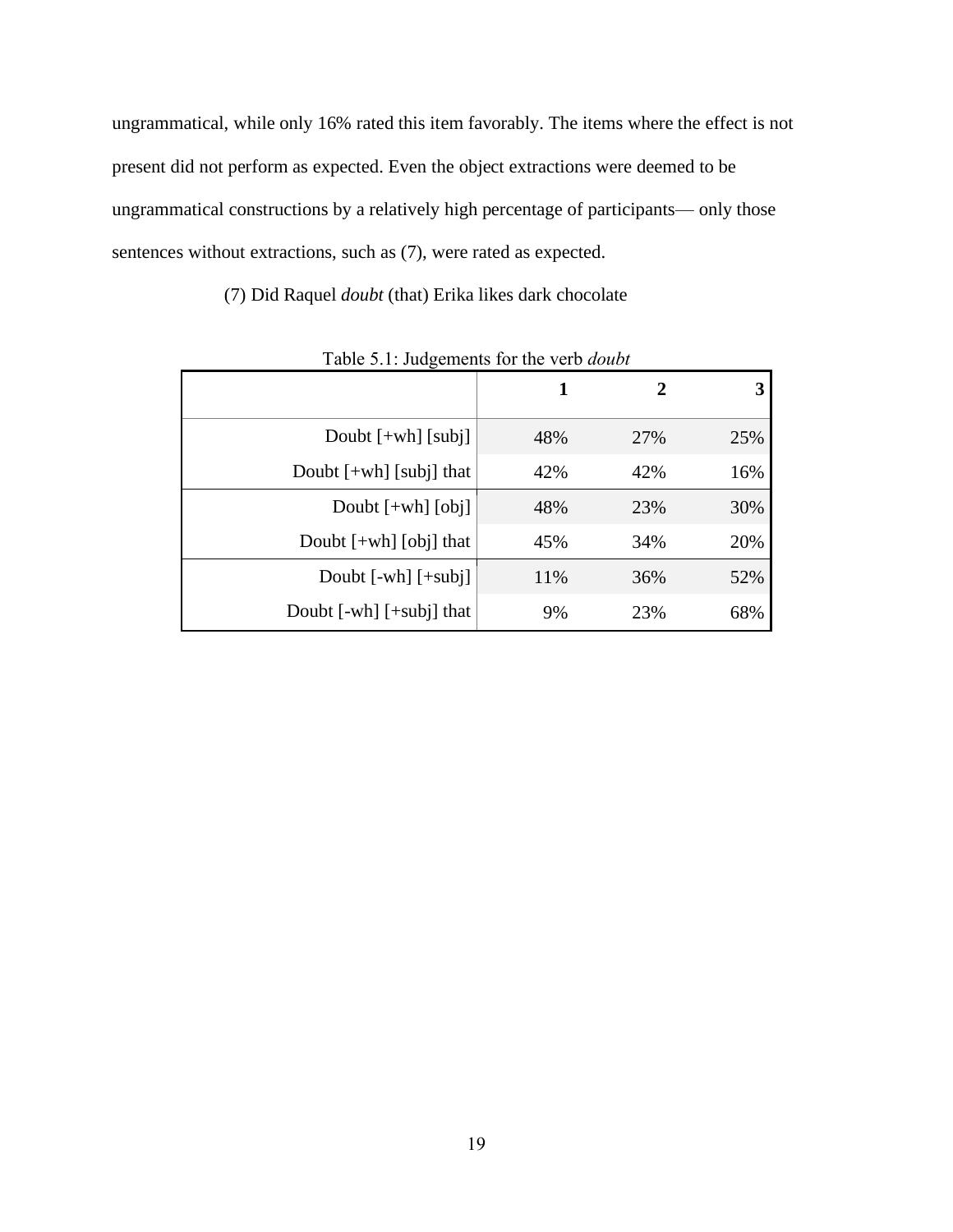ungrammatical, while only 16% rated this item favorably. The items where the effect is not present did not perform as expected. Even the object extractions were deemed to be ungrammatical constructions by a relatively high percentage of participants— only those sentences without extractions, such as (7), were rated as expected.

(7) Did Raquel *doubt* (that) Erika likes dark chocolate

Table 5.1: Judgements for the verb *doubt*

| | **1** | **2** | **3** |
|---|---|---|---|
| Doubt [+wh] [subj] | 48% | 27% | 25% |
| Doubt [+wh] [subj] that | 42% | 42% | 16% |
| Doubt [+wh] [obj] | 48% | 23% | 30% |
| Doubt [+wh] [obj] that | 45% | 34% | 20% |
| Doubt [-wh] [+subj] | 11% | 36% | 52% |
| Doubt [-wh] [+subj] that | 9% | 23% | 68% |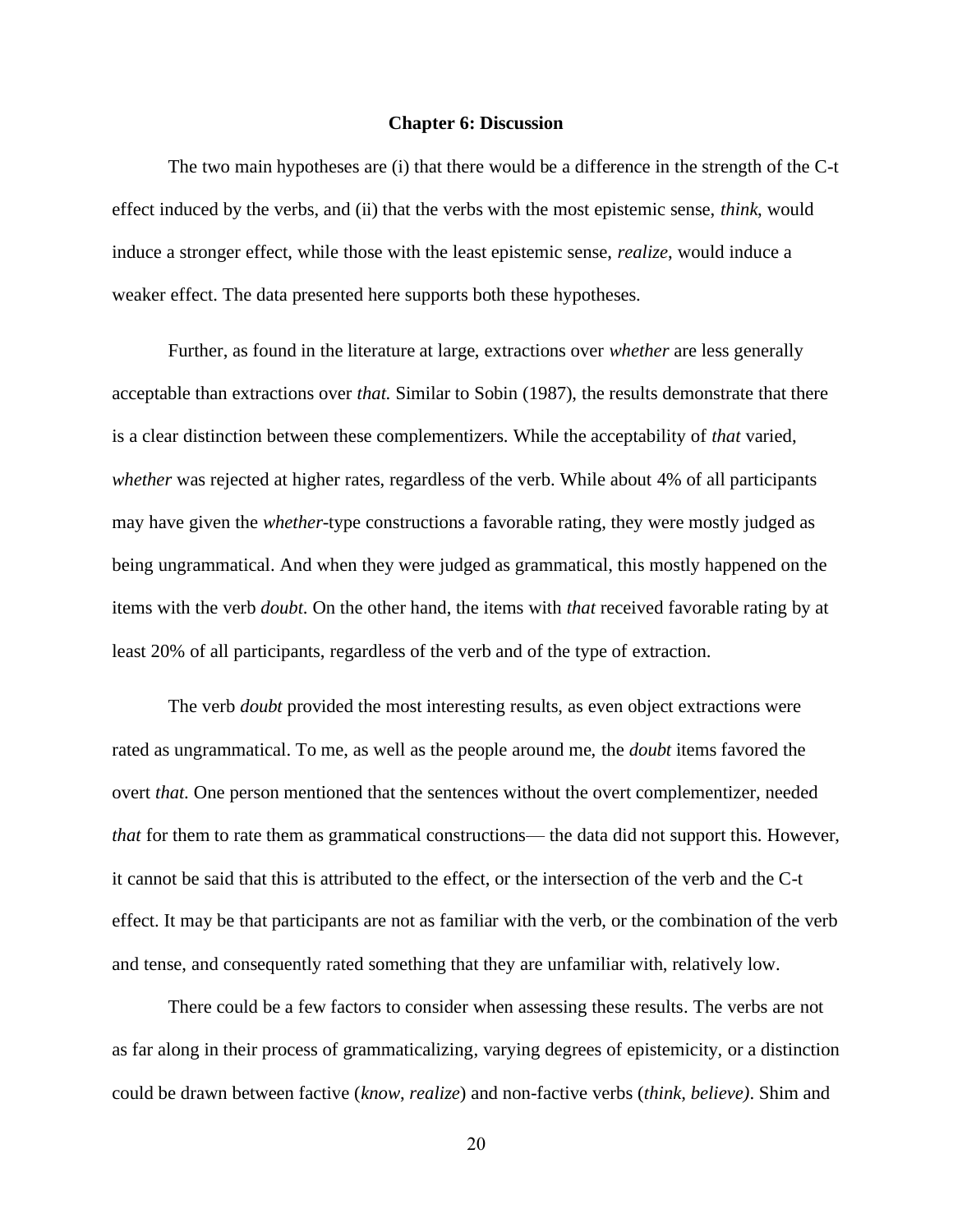## Chapter 6: Discussion

The two main hypotheses are (i) that there would be a difference in the strength of the C-t effect induced by the verbs, and (ii) that the verbs with the most epistemic sense, *think*, would induce a stronger effect, while those with the least epistemic sense, *realize*, would induce a weaker effect. The data presented here supports both these hypotheses.

Further, as found in the literature at large, extractions over *whether* are less generally acceptable than extractions over *that.* Similar to Sobin (1987), the results demonstrate that there is a clear distinction between these complementizers. While the acceptability of *that* varied, *whether* was rejected at higher rates, regardless of the verb. While about 4% of all participants may have given the *whether*-type constructions a favorable rating, they were mostly judged as being ungrammatical. And when they were judged as grammatical, this mostly happened on the items with the verb *doubt.* On the other hand, the items with *that* received favorable rating by at least 20% of all participants, regardless of the verb and of the type of extraction.

The verb *doubt* provided the most interesting results, as even object extractions were rated as ungrammatical. To me, as well as the people around me, the *doubt* items favored the overt *that.* One person mentioned that the sentences without the overt complementizer, needed *that* for them to rate them as grammatical constructions— the data did not support this. However, it cannot be said that this is attributed to the effect, or the intersection of the verb and the C-t effect. It may be that participants are not as familiar with the verb, or the combination of the verb and tense, and consequently rated something that they are unfamiliar with, relatively low.

There could be a few factors to consider when assessing these results. The verbs are not as far along in their process of grammaticalizing, varying degrees of epistemicity, or a distinction could be drawn between factive (*know*, *realize*) and non-factive verbs (*think, believe)*. Shim and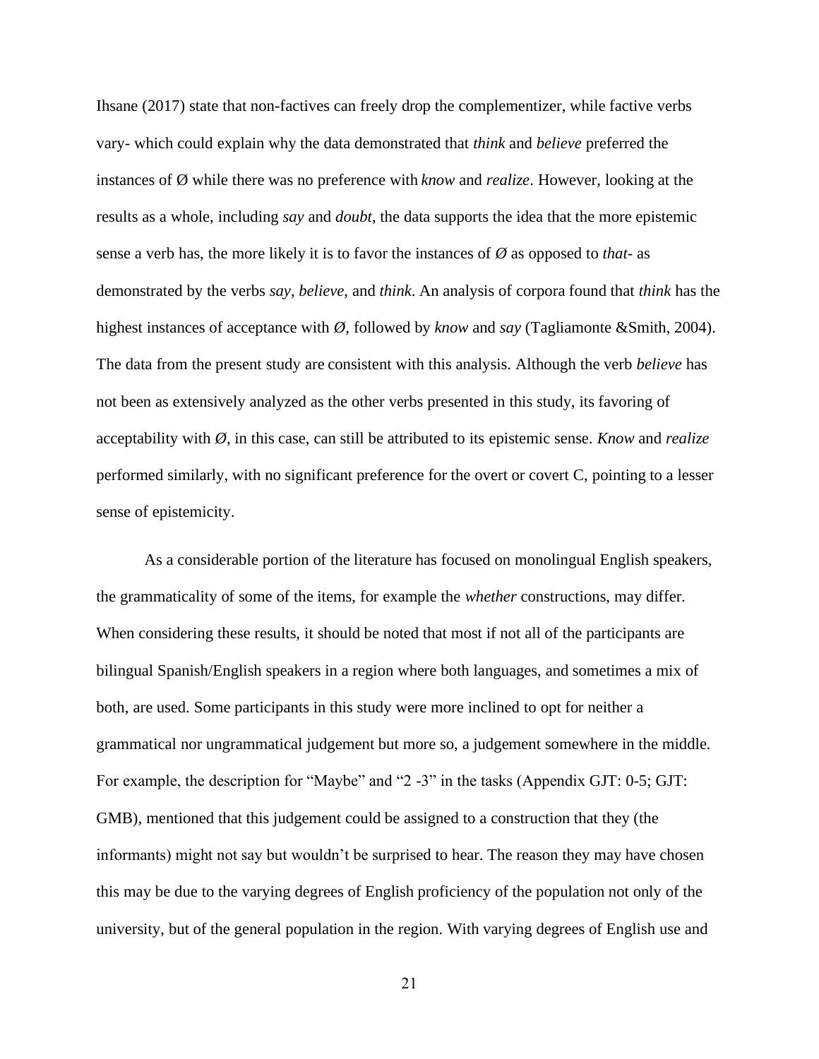Ihsane (2017) state that non-factives can freely drop the complementizer, while factive verbs vary- which could explain why the data demonstrated that *think* and *believe* preferred the instances of Ø while there was no preference with *know* and *realize*. However, looking at the results as a whole, including *say* and *doubt*, the data supports the idea that the more epistemic sense a verb has, the more likely it is to favor the instances of *Ø* as opposed to *that*- as demonstrated by the verbs *say*, *believe*, and *think*. An analysis of corpora found that *think* has the highest instances of acceptance with *Ø*, followed by *know* and *say* (Tagliamonte &Smith, 2004). The data from the present study are consistent with this analysis. Although the verb *believe* has not been as extensively analyzed as the other verbs presented in this study, its favoring of acceptability with *Ø*, in this case, can still be attributed to its epistemic sense. *Know* and *realize* performed similarly, with no significant preference for the overt or covert C, pointing to a lesser sense of epistemicity.

As a considerable portion of the literature has focused on monolingual English speakers, the grammaticality of some of the items, for example the *whether* constructions, may differ. When considering these results, it should be noted that most if not all of the participants are bilingual Spanish/English speakers in a region where both languages, and sometimes a mix of both, are used. Some participants in this study were more inclined to opt for neither a grammatical nor ungrammatical judgement but more so, a judgement somewhere in the middle. For example, the description for "Maybe" and "2 -3" in the tasks (Appendix GJT: 0-5; GJT: GMB), mentioned that this judgement could be assigned to a construction that they (the informants) might not say but wouldn't be surprised to hear. The reason they may have chosen this may be due to the varying degrees of English proficiency of the population not only of the university, but of the general population in the region. With varying degrees of English use and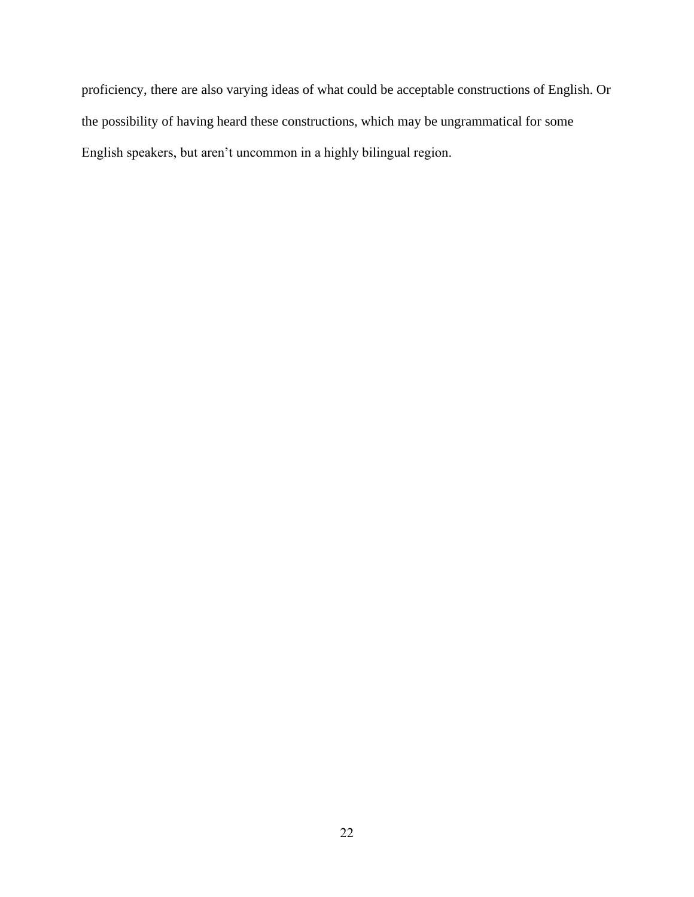proficiency, there are also varying ideas of what could be acceptable constructions of English. Or the possibility of having heard these constructions, which may be ungrammatical for some English speakers, but aren't uncommon in a highly bilingual region.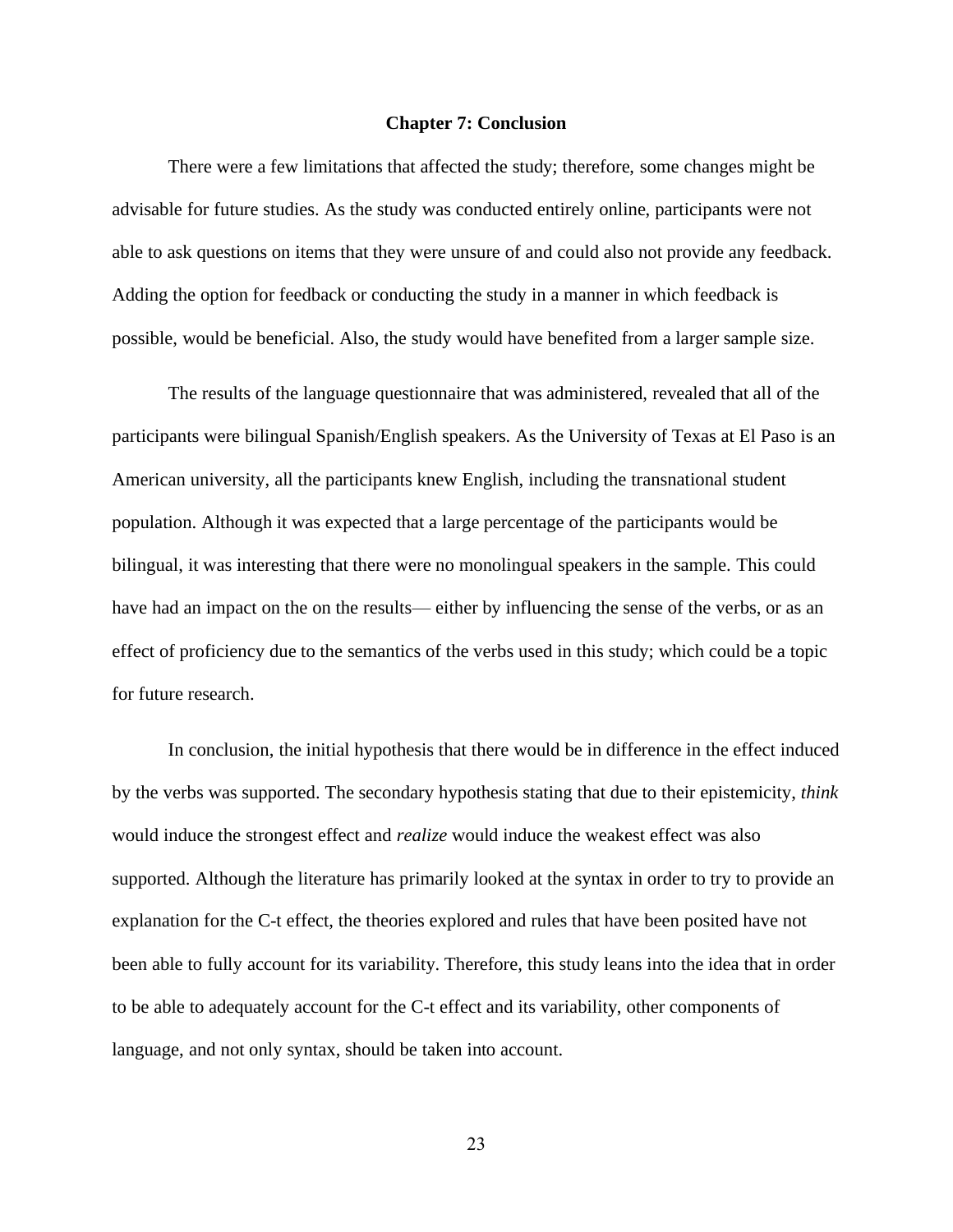# Chapter 7: Conclusion

There were a few limitations that affected the study; therefore, some changes might be advisable for future studies. As the study was conducted entirely online, participants were not able to ask questions on items that they were unsure of and could also not provide any feedback. Adding the option for feedback or conducting the study in a manner in which feedback is possible, would be beneficial. Also, the study would have benefited from a larger sample size.

The results of the language questionnaire that was administered, revealed that all of the participants were bilingual Spanish/English speakers. As the University of Texas at El Paso is an American university, all the participants knew English, including the transnational student population. Although it was expected that a large percentage of the participants would be bilingual, it was interesting that there were no monolingual speakers in the sample. This could have had an impact on the on the results— either by influencing the sense of the verbs, or as an effect of proficiency due to the semantics of the verbs used in this study; which could be a topic for future research.

In conclusion, the initial hypothesis that there would be in difference in the effect induced by the verbs was supported. The secondary hypothesis stating that due to their epistemicity, *think* would induce the strongest effect and *realize* would induce the weakest effect was also supported. Although the literature has primarily looked at the syntax in order to try to provide an explanation for the C-t effect, the theories explored and rules that have been posited have not been able to fully account for its variability. Therefore, this study leans into the idea that in order to be able to adequately account for the C-t effect and its variability, other components of language, and not only syntax, should be taken into account.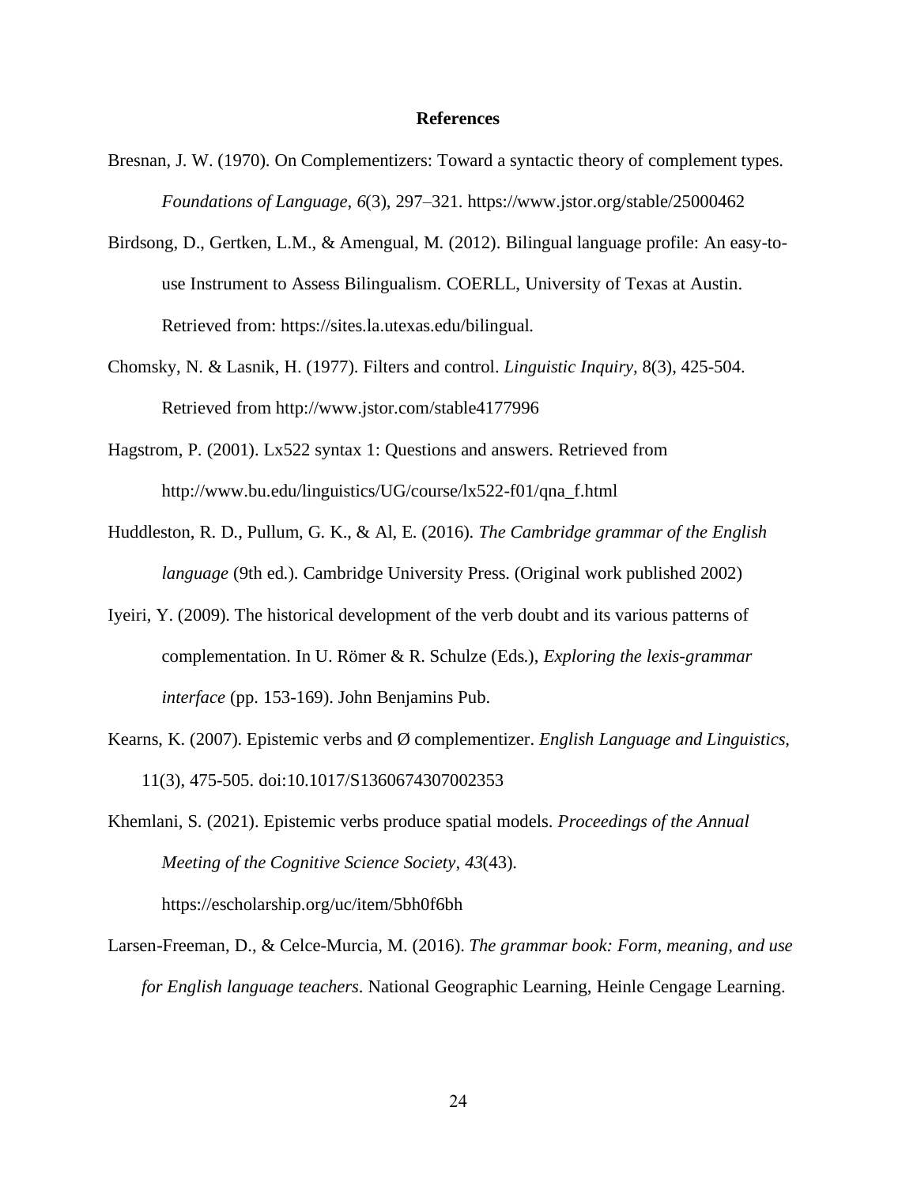# References

Bresnan, J. W. (1970). On Complementizers: Toward a syntactic theory of complement types. *Foundations of Language*, *6*(3), 297–321. https://www.jstor.org/stable/25000462

Birdsong, D., Gertken, L.M., & Amengual, M. (2012). Bilingual language profile: An easy-to-use Instrument to Assess Bilingualism. COERLL, University of Texas at Austin. Retrieved from: https://sites.la.utexas.edu/bilingual.

Chomsky, N. & Lasnik, H. (1977). Filters and control. *Linguistic Inquiry,* 8(3), 425-504. Retrieved from http://www.jstor.com/stable4177996

Hagstrom, P. (2001). Lx522 syntax 1: Questions and answers. Retrieved from http://www.bu.edu/linguistics/UG/course/lx522-f01/qna_f.html

Huddleston, R. D., Pullum, G. K., & Al, E. (2016). *The Cambridge grammar of the English language* (9th ed.). Cambridge University Press. (Original work published 2002)

Iyeiri, Y. (2009). The historical development of the verb doubt and its various patterns of complementation. In U. Römer & R. Schulze (Eds.), *Exploring the lexis-grammar interface* (pp. 153-169). John Benjamins Pub.

Kearns, K. (2007). Epistemic verbs and Ø complementizer. *English Language and Linguistics,* 11(3), 475-505. doi:10.1017/S1360674307002353

Khemlani, S. (2021). Epistemic verbs produce spatial models. *Proceedings of the Annual Meeting of the Cognitive Science Society*, *43*(43). https://escholarship.org/uc/item/5bh0f6bh

Larsen-Freeman, D., & Celce-Murcia, M. (2016). *The grammar book: Form, meaning, and use for English language teachers*. National Geographic Learning, Heinle Cengage Learning.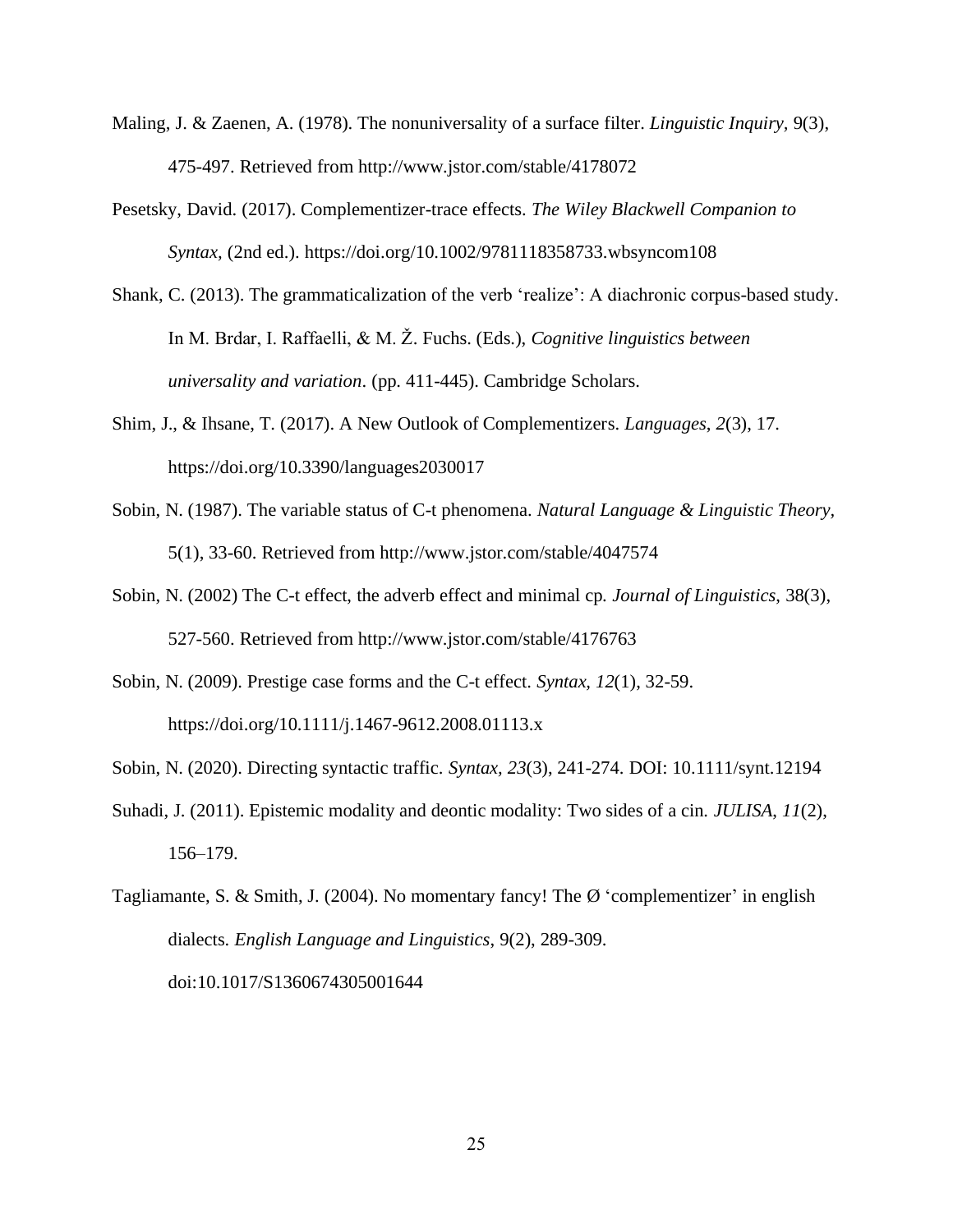Maling, J. & Zaenen, A. (1978). The nonuniversality of a surface filter. *Linguistic Inquiry*, 9(3), 475-497. Retrieved from http://www.jstor.com/stable/4178072

Pesetsky, David. (2017). Complementizer-trace effects. *The Wiley Blackwell Companion to Syntax,* (2nd ed.). https://doi.org/10.1002/9781118358733.wbsyncom108

Shank, C. (2013). The grammaticalization of the verb 'realize': A diachronic corpus-based study. In M. Brdar, I. Raffaelli, & M. Ž. Fuchs. (Eds.), *Cognitive linguistics between universality and variation*. (pp. 411-445). Cambridge Scholars.

Shim, J., & Ihsane, T. (2017). A New Outlook of Complementizers. *Languages*, *2*(3), 17. https://doi.org/10.3390/languages2030017

Sobin, N. (1987). The variable status of C-t phenomena. *Natural Language & Linguistic Theory*, 5(1), 33-60. Retrieved from http://www.jstor.com/stable/4047574

Sobin, N. (2002) The C-t effect, the adverb effect and minimal cp. *Journal of Linguistics*, 38(3), 527-560. Retrieved from http://www.jstor.com/stable/4176763

Sobin, N. (2009). Prestige case forms and the C-t effect. *Syntax*, *12*(1), 32-59. https://doi.org/10.1111/j.1467-9612.2008.01113.x

Sobin, N. (2020). Directing syntactic traffic. *Syntax, 23*(3), 241-274. DOI: 10.1111/synt.12194

Suhadi, J. (2011). Epistemic modality and deontic modality: Two sides of a cin. *JULISA*, *11*(2), 156–179.

Tagliamante, S. & Smith, J. (2004). No momentary fancy! The Ø 'complementizer' in english dialects. *English Language and Linguistics*, 9(2), 289-309. doi:10.1017/S1360674305001644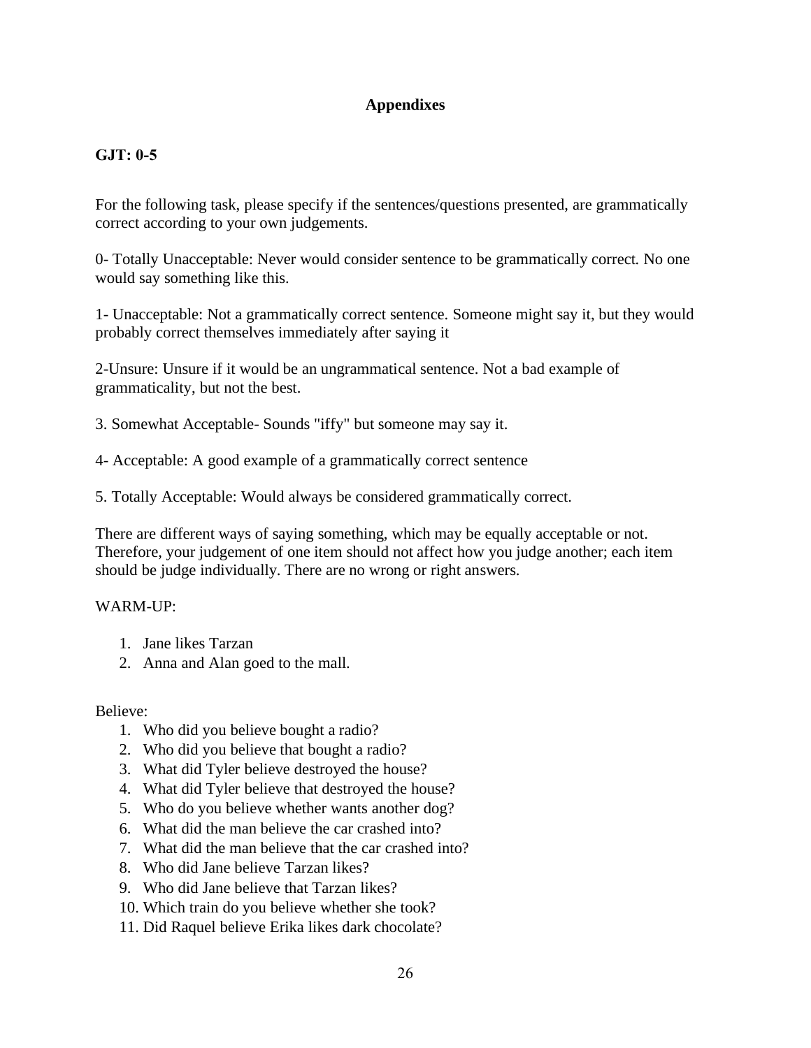# Appendixes

**GJT: 0-5**

For the following task, please specify if the sentences/questions presented, are grammatically correct according to your own judgements.

0- Totally Unacceptable: Never would consider sentence to be grammatically correct. No one would say something like this.

1- Unacceptable: Not a grammatically correct sentence. Someone might say it, but they would probably correct themselves immediately after saying it

2-Unsure: Unsure if it would be an ungrammatical sentence. Not a bad example of grammaticality, but not the best.

3. Somewhat Acceptable- Sounds "iffy" but someone may say it.

4- Acceptable: A good example of a grammatically correct sentence

5. Totally Acceptable: Would always be considered grammatically correct.

There are different ways of saying something, which may be equally acceptable or not. Therefore, your judgement of one item should not affect how you judge another; each item should be judge individually. There are no wrong or right answers.

WARM-UP:

1. Jane likes Tarzan
2. Anna and Alan goed to the mall.

Believe:

1. Who did you believe bought a radio?
2. Who did you believe that bought a radio?
3. What did Tyler believe destroyed the house?
4. What did Tyler believe that destroyed the house?
5. Who do you believe whether wants another dog?
6. What did the man believe the car crashed into?
7. What did the man believe that the car crashed into?
8. Who did Jane believe Tarzan likes?
9. Who did Jane believe that Tarzan likes?
10. Which train do you believe whether she took?
11. Did Raquel believe Erika likes dark chocolate?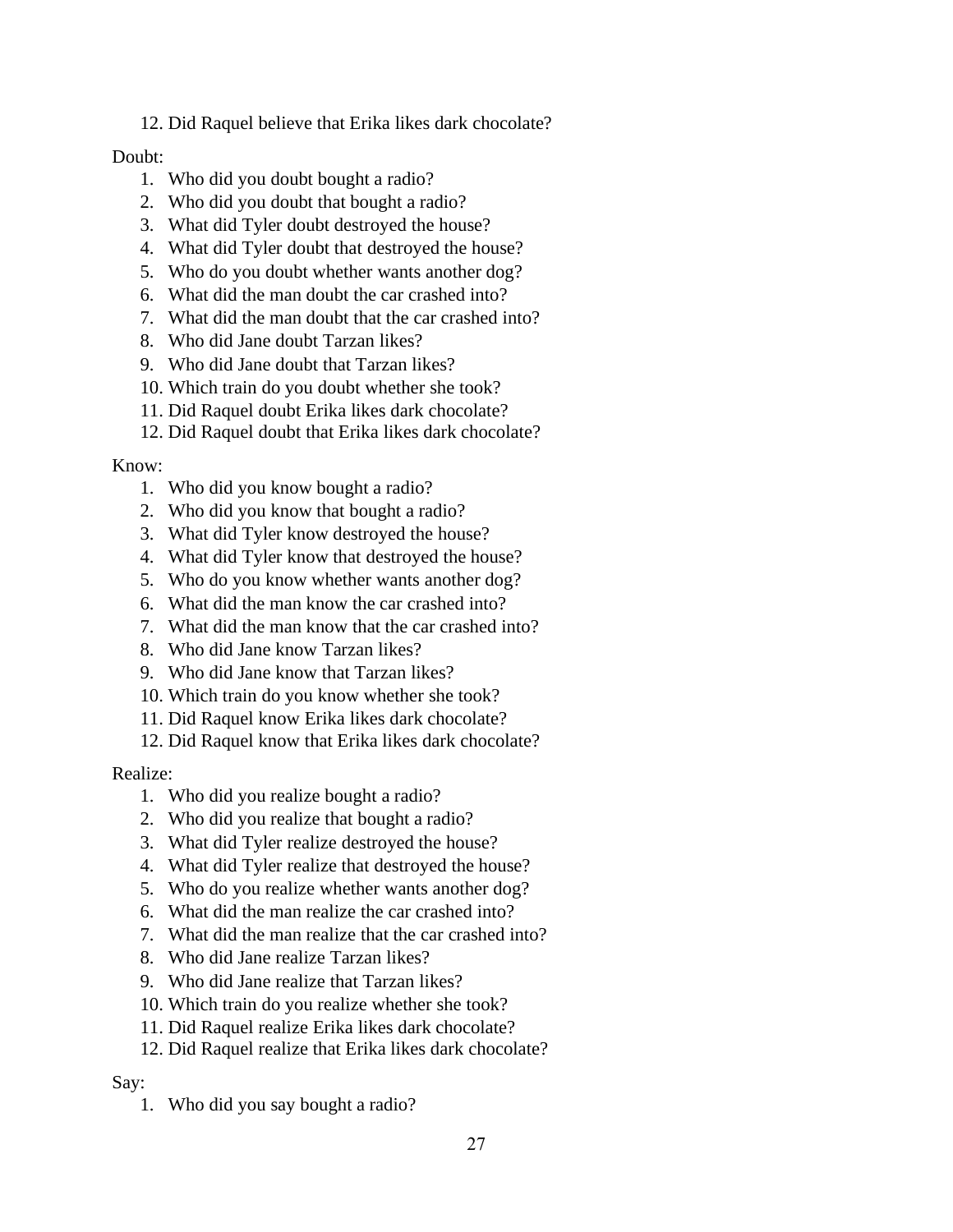12. Did Raquel believe that Erika likes dark chocolate?

Doubt:

1. Who did you doubt bought a radio?
2. Who did you doubt that bought a radio?
3. What did Tyler doubt destroyed the house?
4. What did Tyler doubt that destroyed the house?
5. Who do you doubt whether wants another dog?
6. What did the man doubt the car crashed into?
7. What did the man doubt that the car crashed into?
8. Who did Jane doubt Tarzan likes?
9. Who did Jane doubt that Tarzan likes?
10. Which train do you doubt whether she took?
11. Did Raquel doubt Erika likes dark chocolate?
12. Did Raquel doubt that Erika likes dark chocolate?

Know:

1. Who did you know bought a radio?
2. Who did you know that bought a radio?
3. What did Tyler know destroyed the house?
4. What did Tyler know that destroyed the house?
5. Who do you know whether wants another dog?
6. What did the man know the car crashed into?
7. What did the man know that the car crashed into?
8. Who did Jane know Tarzan likes?
9. Who did Jane know that Tarzan likes?
10. Which train do you know whether she took?
11. Did Raquel know Erika likes dark chocolate?
12. Did Raquel know that Erika likes dark chocolate?

Realize:

1. Who did you realize bought a radio?
2. Who did you realize that bought a radio?
3. What did Tyler realize destroyed the house?
4. What did Tyler realize that destroyed the house?
5. Who do you realize whether wants another dog?
6. What did the man realize the car crashed into?
7. What did the man realize that the car crashed into?
8. Who did Jane realize Tarzan likes?
9. Who did Jane realize that Tarzan likes?
10. Which train do you realize whether she took?
11. Did Raquel realize Erika likes dark chocolate?
12. Did Raquel realize that Erika likes dark chocolate?

Say:

1. Who did you say bought a radio?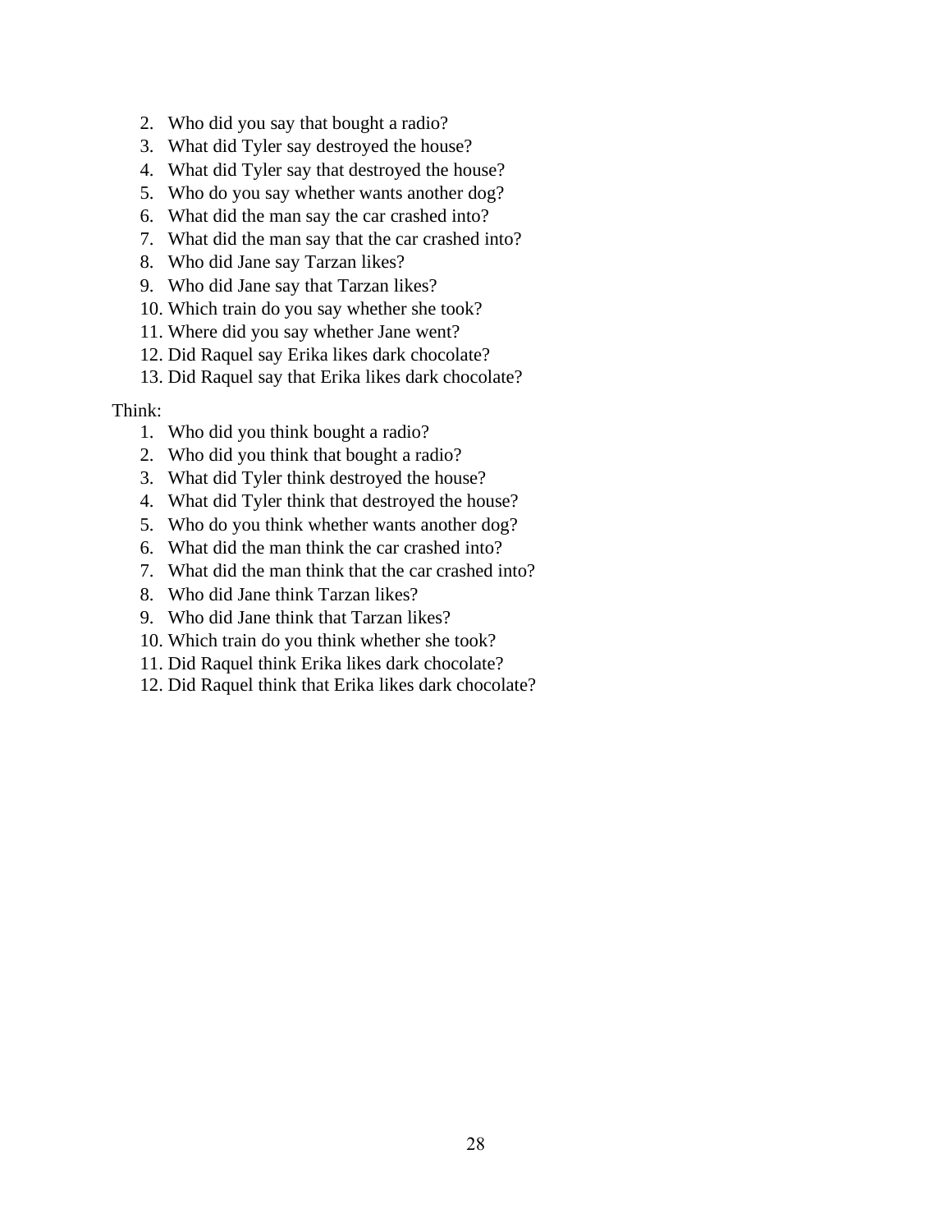2. Who did you say that bought a radio?
3. What did Tyler say destroyed the house?
4. What did Tyler say that destroyed the house?
5. Who do you say whether wants another dog?
6. What did the man say the car crashed into?
7. What did the man say that the car crashed into?
8. Who did Jane say Tarzan likes?
9. Who did Jane say that Tarzan likes?
10. Which train do you say whether she took?
11. Where did you say whether Jane went?
12. Did Raquel say Erika likes dark chocolate?
13. Did Raquel say that Erika likes dark chocolate?

Think:

1. Who did you think bought a radio?
2. Who did you think that bought a radio?
3. What did Tyler think destroyed the house?
4. What did Tyler think that destroyed the house?
5. Who do you think whether wants another dog?
6. What did the man think the car crashed into?
7. What did the man think that the car crashed into?
8. Who did Jane think Tarzan likes?
9. Who did Jane think that Tarzan likes?
10. Which train do you think whether she took?
11. Did Raquel think Erika likes dark chocolate?
12. Did Raquel think that Erika likes dark chocolate?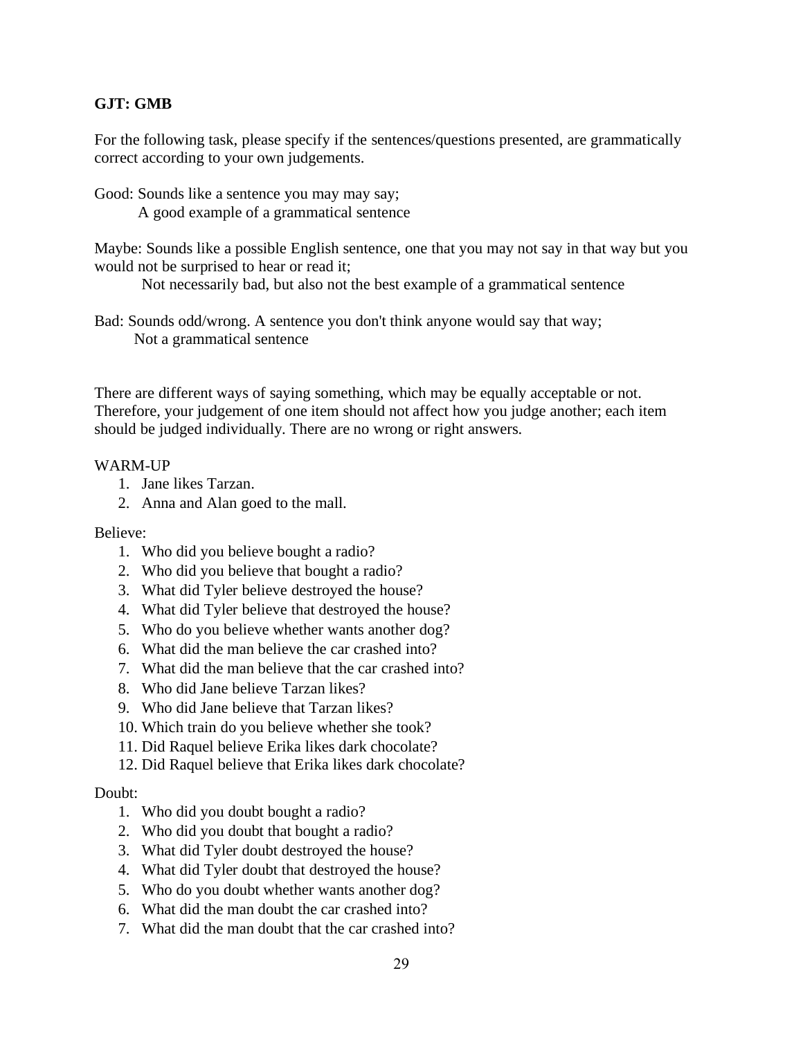**GJT: GMB**

For the following task, please specify if the sentences/questions presented, are grammatically correct according to your own judgements.

Good: Sounds like a sentence you may may say;
A good example of a grammatical sentence

Maybe: Sounds like a possible English sentence, one that you may not say in that way but you would not be surprised to hear or read it;
Not necessarily bad, but also not the best example of a grammatical sentence

Bad: Sounds odd/wrong. A sentence you don't think anyone would say that way;
Not a grammatical sentence

There are different ways of saying something, which may be equally acceptable or not. Therefore, your judgement of one item should not affect how you judge another; each item should be judged individually. There are no wrong or right answers.

WARM-UP

1. Jane likes Tarzan.
2. Anna and Alan goed to the mall.

Believe:

1. Who did you believe bought a radio?
2. Who did you believe that bought a radio?
3. What did Tyler believe destroyed the house?
4. What did Tyler believe that destroyed the house?
5. Who do you believe whether wants another dog?
6. What did the man believe the car crashed into?
7. What did the man believe that the car crashed into?
8. Who did Jane believe Tarzan likes?
9. Who did Jane believe that Tarzan likes?
10. Which train do you believe whether she took?
11. Did Raquel believe Erika likes dark chocolate?
12. Did Raquel believe that Erika likes dark chocolate?

Doubt:

1. Who did you doubt bought a radio?
2. Who did you doubt that bought a radio?
3. What did Tyler doubt destroyed the house?
4. What did Tyler doubt that destroyed the house?
5. Who do you doubt whether wants another dog?
6. What did the man doubt the car crashed into?
7. What did the man doubt that the car crashed into?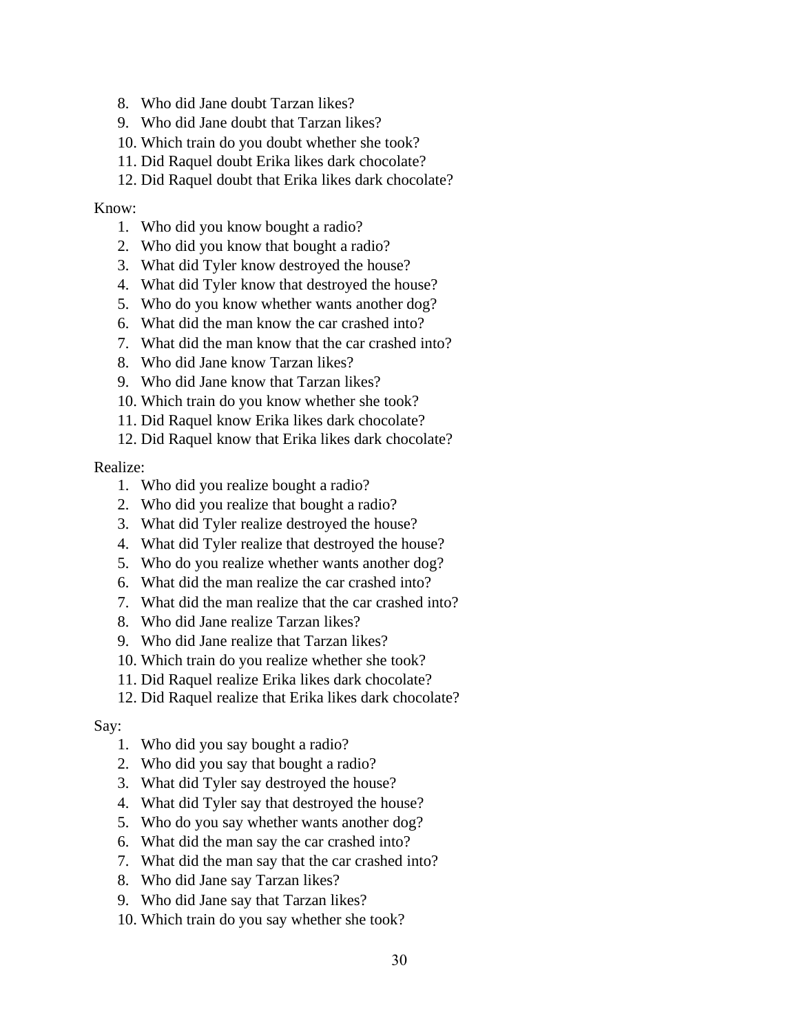8. Who did Jane doubt Tarzan likes?
9. Who did Jane doubt that Tarzan likes?
10. Which train do you doubt whether she took?
11. Did Raquel doubt Erika likes dark chocolate?
12. Did Raquel doubt that Erika likes dark chocolate?

Know:

1. Who did you know bought a radio?
2. Who did you know that bought a radio?
3. What did Tyler know destroyed the house?
4. What did Tyler know that destroyed the house?
5. Who do you know whether wants another dog?
6. What did the man know the car crashed into?
7. What did the man know that the car crashed into?
8. Who did Jane know Tarzan likes?
9. Who did Jane know that Tarzan likes?
10. Which train do you know whether she took?
11. Did Raquel know Erika likes dark chocolate?
12. Did Raquel know that Erika likes dark chocolate?

Realize:

1. Who did you realize bought a radio?
2. Who did you realize that bought a radio?
3. What did Tyler realize destroyed the house?
4. What did Tyler realize that destroyed the house?
5. Who do you realize whether wants another dog?
6. What did the man realize the car crashed into?
7. What did the man realize that the car crashed into?
8. Who did Jane realize Tarzan likes?
9. Who did Jane realize that Tarzan likes?
10. Which train do you realize whether she took?
11. Did Raquel realize Erika likes dark chocolate?
12. Did Raquel realize that Erika likes dark chocolate?

Say:

1. Who did you say bought a radio?
2. Who did you say that bought a radio?
3. What did Tyler say destroyed the house?
4. What did Tyler say that destroyed the house?
5. Who do you say whether wants another dog?
6. What did the man say the car crashed into?
7. What did the man say that the car crashed into?
8. Who did Jane say Tarzan likes?
9. Who did Jane say that Tarzan likes?
10. Which train do you say whether she took?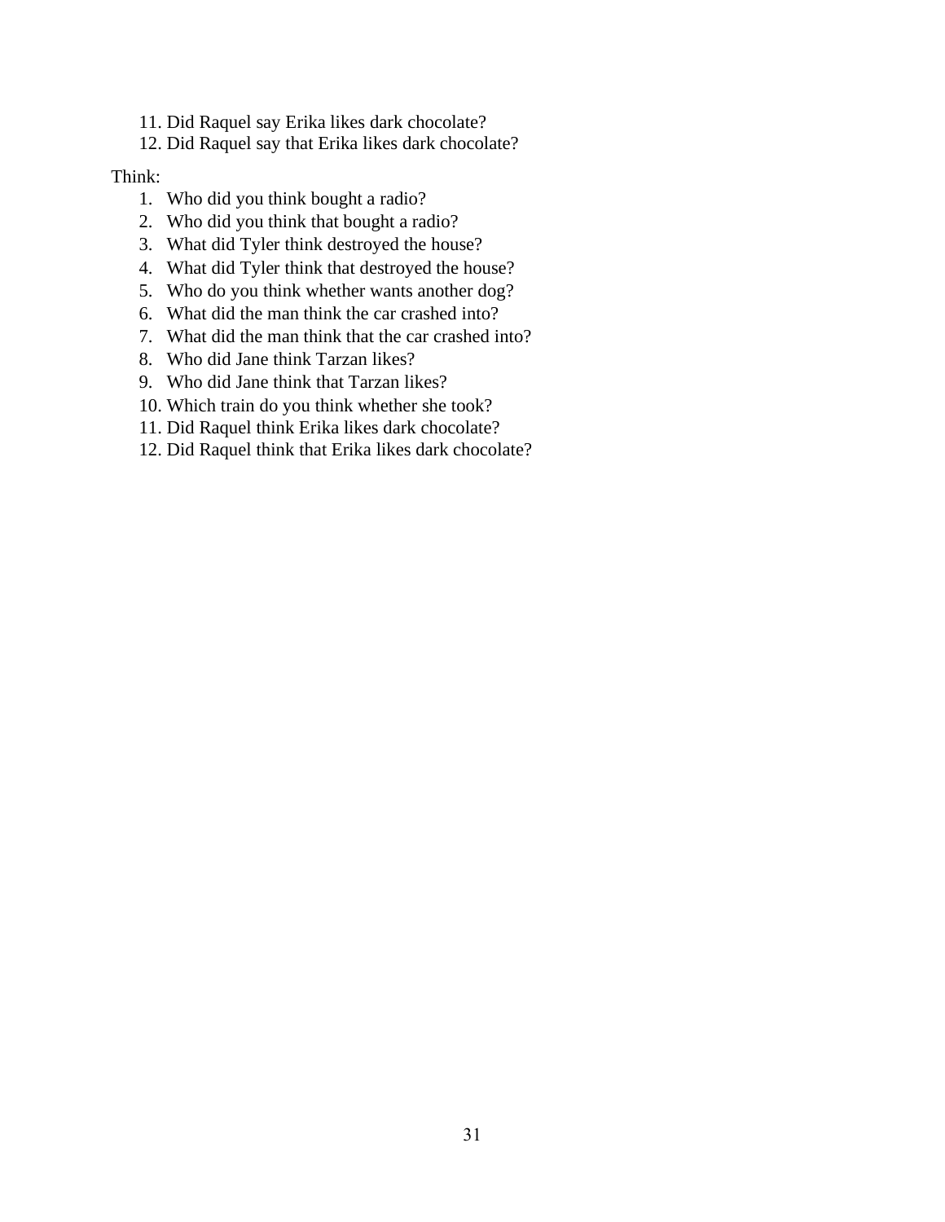11. Did Raquel say Erika likes dark chocolate?
12. Did Raquel say that Erika likes dark chocolate?

Think:

1. Who did you think bought a radio?
2. Who did you think that bought a radio?
3. What did Tyler think destroyed the house?
4. What did Tyler think that destroyed the house?
5. Who do you think whether wants another dog?
6. What did the man think the car crashed into?
7. What did the man think that the car crashed into?
8. Who did Jane think Tarzan likes?
9. Who did Jane think that Tarzan likes?
10. Which train do you think whether she took?
11. Did Raquel think Erika likes dark chocolate?
12. Did Raquel think that Erika likes dark chocolate?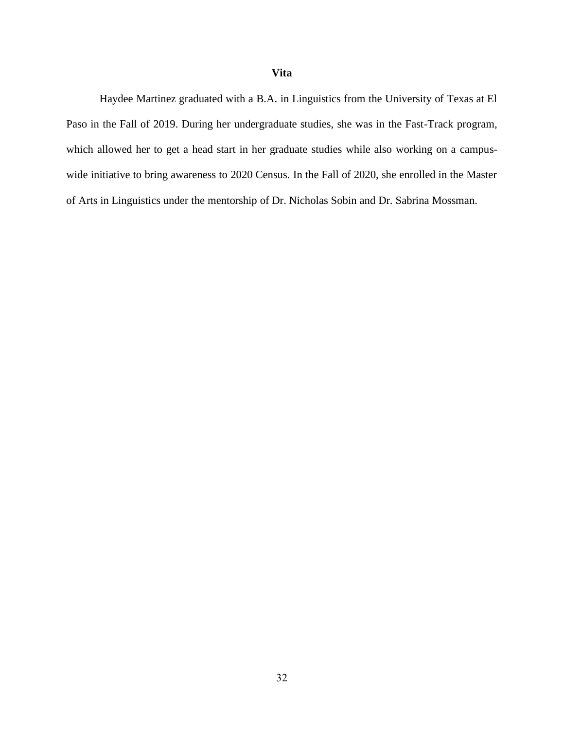# Vita

Haydee Martinez graduated with a B.A. in Linguistics from the University of Texas at El Paso in the Fall of 2019. During her undergraduate studies, she was in the Fast-Track program, which allowed her to get a head start in her graduate studies while also working on a campus-wide initiative to bring awareness to 2020 Census. In the Fall of 2020, she enrolled in the Master of Arts in Linguistics under the mentorship of Dr. Nicholas Sobin and Dr. Sabrina Mossman.